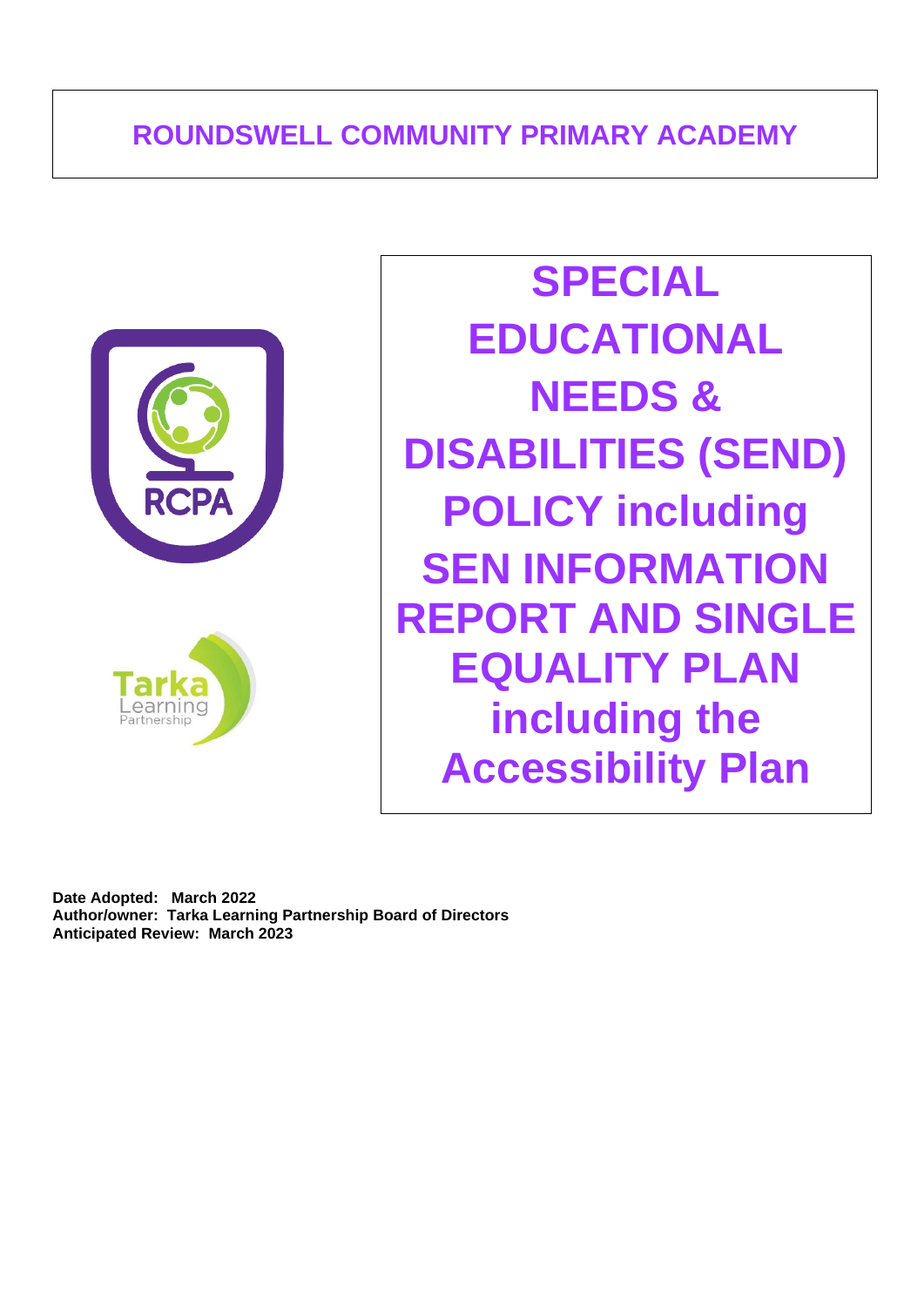# ROUNDSWELL COMMUNITY PRIMARY ACADEMY

# SPECIAL EDUCATIONAL NEEDS & DISABILITIES (SEND) POLICY including SEN INFORMATION REPORT AND SINGLE EQUALITY PLAN including the Accessibility Plan

**Date Adopted: March 2022**
**Author/owner: Tarka Learning Partnership Board of Directors**
**Anticipated Review: March 2023**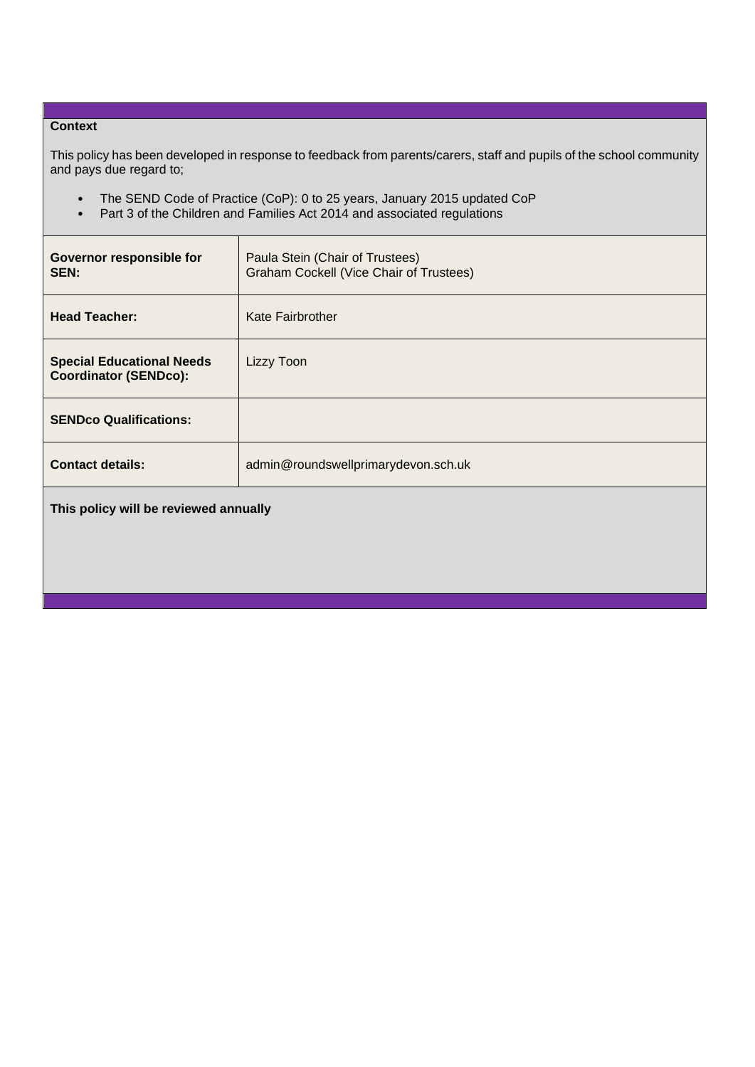**Context**

This policy has been developed in response to feedback from parents/carers, staff and pupils of the school community and pays due regard to;

- The SEND Code of Practice (CoP): 0 to 25 years, January 2015 updated CoP
- Part 3 of the Children and Families Act 2014 and associated regulations

| | |
|---|---|
| **Governor responsible for SEN:** | Paula Stein (Chair of Trustees)<br>Graham Cockell (Vice Chair of Trustees) |
| **Head Teacher:** | Kate Fairbrother |
| **Special Educational Needs Coordinator (SENDco):** | Lizzy Toon |
| **SENDco Qualifications:** | |
| **Contact details:** | admin@roundswellprimarydevon.sch.uk |

**This policy will be reviewed annually**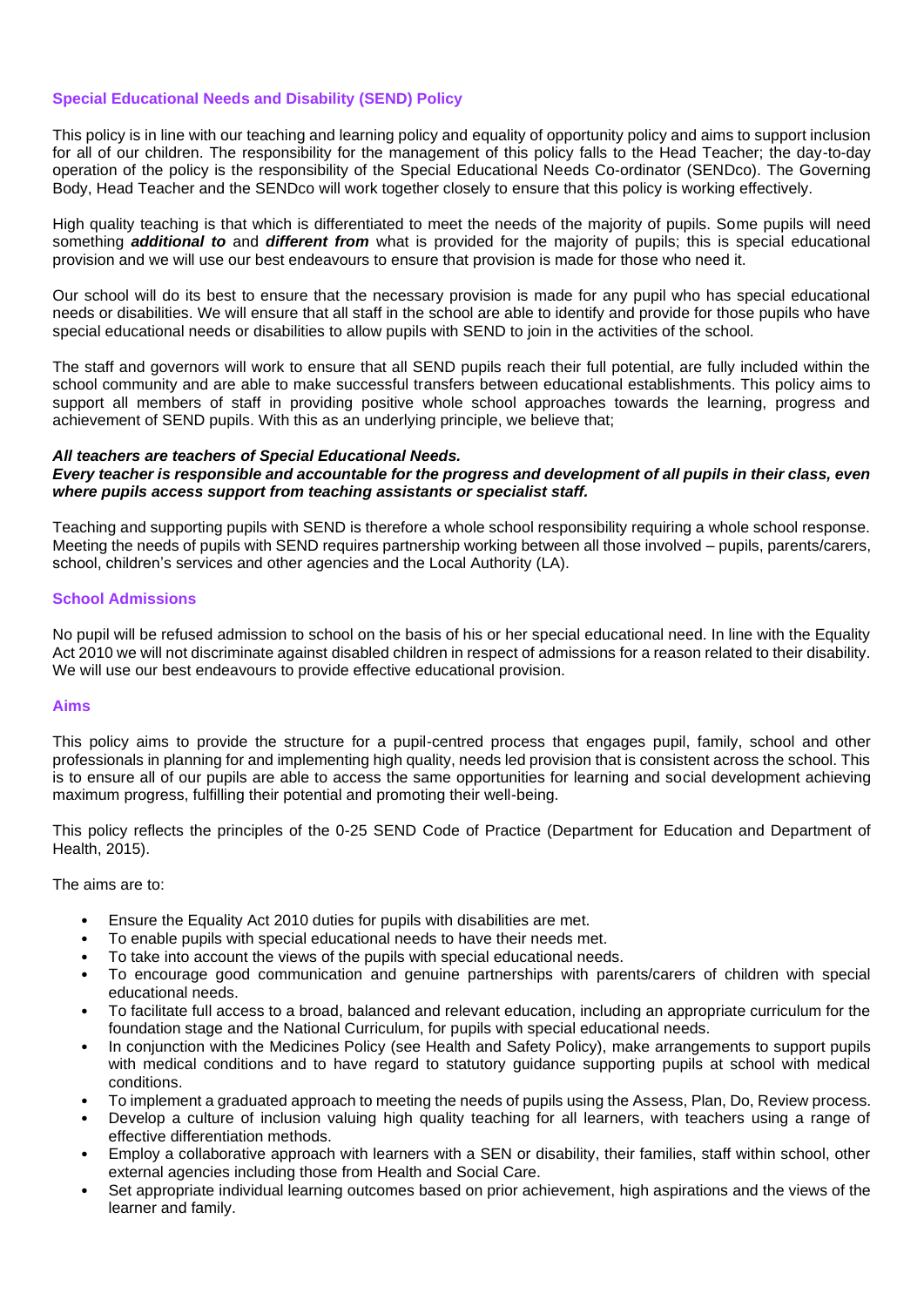## Special Educational Needs and Disability (SEND) Policy

This policy is in line with our teaching and learning policy and equality of opportunity policy and aims to support inclusion for all of our children. The responsibility for the management of this policy falls to the Head Teacher; the day-to-day operation of the policy is the responsibility of the Special Educational Needs Co-ordinator (SENDco). The Governing Body, Head Teacher and the SENDco will work together closely to ensure that this policy is working effectively.

High quality teaching is that which is differentiated to meet the needs of the majority of pupils. Some pupils will need something ***additional to*** and ***different from*** what is provided for the majority of pupils; this is special educational provision and we will use our best endeavours to ensure that provision is made for those who need it.

Our school will do its best to ensure that the necessary provision is made for any pupil who has special educational needs or disabilities. We will ensure that all staff in the school are able to identify and provide for those pupils who have special educational needs or disabilities to allow pupils with SEND to join in the activities of the school.

The staff and governors will work to ensure that all SEND pupils reach their full potential, are fully included within the school community and are able to make successful transfers between educational establishments. This policy aims to support all members of staff in providing positive whole school approaches towards the learning, progress and achievement of SEND pupils. With this as an underlying principle, we believe that;

***All teachers are teachers of Special Educational Needs.***
***Every teacher is responsible and accountable for the progress and development of all pupils in their class, even where pupils access support from teaching assistants or specialist staff.***

Teaching and supporting pupils with SEND is therefore a whole school responsibility requiring a whole school response. Meeting the needs of pupils with SEND requires partnership working between all those involved – pupils, parents/carers, school, children's services and other agencies and the Local Authority (LA).

## School Admissions

No pupil will be refused admission to school on the basis of his or her special educational need. In line with the Equality Act 2010 we will not discriminate against disabled children in respect of admissions for a reason related to their disability. We will use our best endeavours to provide effective educational provision.

## Aims

This policy aims to provide the structure for a pupil-centred process that engages pupil, family, school and other professionals in planning for and implementing high quality, needs led provision that is consistent across the school. This is to ensure all of our pupils are able to access the same opportunities for learning and social development achieving maximum progress, fulfilling their potential and promoting their well-being.

This policy reflects the principles of the 0-25 SEND Code of Practice (Department for Education and Department of Health, 2015).

The aims are to:

- Ensure the Equality Act 2010 duties for pupils with disabilities are met.
- To enable pupils with special educational needs to have their needs met.
- To take into account the views of the pupils with special educational needs.
- To encourage good communication and genuine partnerships with parents/carers of children with special educational needs.
- To facilitate full access to a broad, balanced and relevant education, including an appropriate curriculum for the foundation stage and the National Curriculum, for pupils with special educational needs.
- In conjunction with the Medicines Policy (see Health and Safety Policy), make arrangements to support pupils with medical conditions and to have regard to statutory guidance supporting pupils at school with medical conditions.
- To implement a graduated approach to meeting the needs of pupils using the Assess, Plan, Do, Review process.
- Develop a culture of inclusion valuing high quality teaching for all learners, with teachers using a range of effective differentiation methods.
- Employ a collaborative approach with learners with a SEN or disability, their families, staff within school, other external agencies including those from Health and Social Care.
- Set appropriate individual learning outcomes based on prior achievement, high aspirations and the views of the learner and family.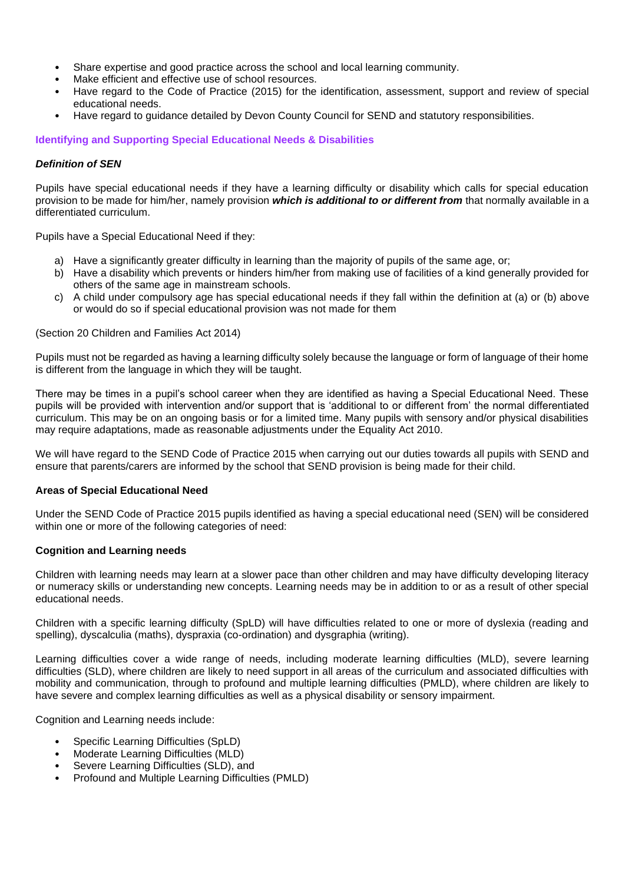- Share expertise and good practice across the school and local learning community.
- Make efficient and effective use of school resources.
- Have regard to the Code of Practice (2015) for the identification, assessment, support and review of special educational needs.
- Have regard to guidance detailed by Devon County Council for SEND and statutory responsibilities.

## Identifying and Supporting Special Educational Needs & Disabilities

### *Definition of SEN*

Pupils have special educational needs if they have a learning difficulty or disability which calls for special education provision to be made for him/her, namely provision ***which is additional to or different from*** that normally available in a differentiated curriculum.

Pupils have a Special Educational Need if they:

a) Have a significantly greater difficulty in learning than the majority of pupils of the same age, or;
b) Have a disability which prevents or hinders him/her from making use of facilities of a kind generally provided for others of the same age in mainstream schools.
c) A child under compulsory age has special educational needs if they fall within the definition at (a) or (b) above or would do so if special educational provision was not made for them

(Section 20 Children and Families Act 2014)

Pupils must not be regarded as having a learning difficulty solely because the language or form of language of their home is different from the language in which they will be taught.

There may be times in a pupil's school career when they are identified as having a Special Educational Need. These pupils will be provided with intervention and/or support that is 'additional to or different from' the normal differentiated curriculum. This may be on an ongoing basis or for a limited time. Many pupils with sensory and/or physical disabilities may require adaptations, made as reasonable adjustments under the Equality Act 2010.

We will have regard to the SEND Code of Practice 2015 when carrying out our duties towards all pupils with SEND and ensure that parents/carers are informed by the school that SEND provision is being made for their child.

### Areas of Special Educational Need

Under the SEND Code of Practice 2015 pupils identified as having a special educational need (SEN) will be considered within one or more of the following categories of need:

### Cognition and Learning needs

Children with learning needs may learn at a slower pace than other children and may have difficulty developing literacy or numeracy skills or understanding new concepts. Learning needs may be in addition to or as a result of other special educational needs.

Children with a specific learning difficulty (SpLD) will have difficulties related to one or more of dyslexia (reading and spelling), dyscalculia (maths), dyspraxia (co-ordination) and dysgraphia (writing).

Learning difficulties cover a wide range of needs, including moderate learning difficulties (MLD), severe learning difficulties (SLD), where children are likely to need support in all areas of the curriculum and associated difficulties with mobility and communication, through to profound and multiple learning difficulties (PMLD), where children are likely to have severe and complex learning difficulties as well as a physical disability or sensory impairment.

Cognition and Learning needs include:

- Specific Learning Difficulties (SpLD)
- Moderate Learning Difficulties (MLD)
- Severe Learning Difficulties (SLD), and
- Profound and Multiple Learning Difficulties (PMLD)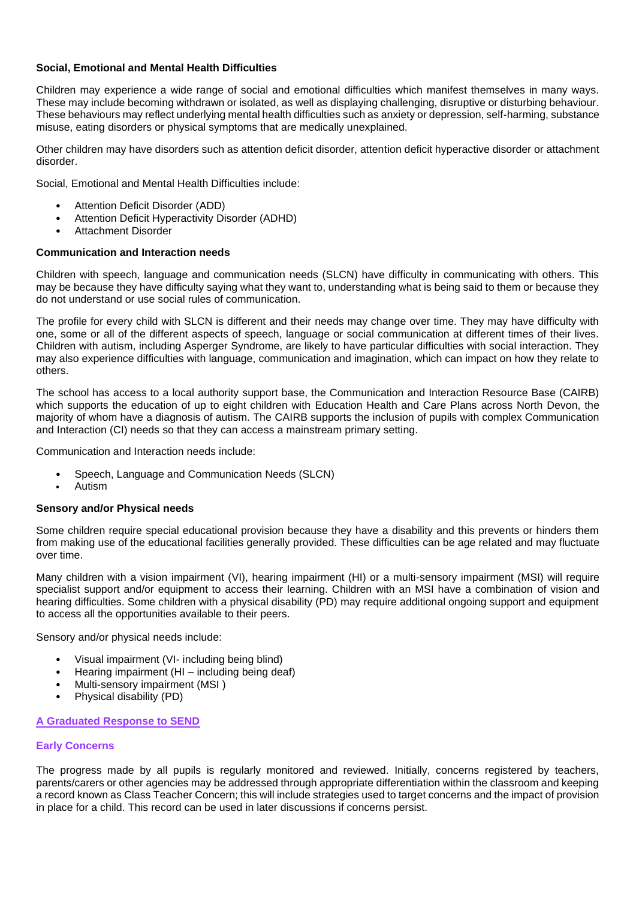**Social, Emotional and Mental Health Difficulties**

Children may experience a wide range of social and emotional difficulties which manifest themselves in many ways. These may include becoming withdrawn or isolated, as well as displaying challenging, disruptive or disturbing behaviour. These behaviours may reflect underlying mental health difficulties such as anxiety or depression, self-harming, substance misuse, eating disorders or physical symptoms that are medically unexplained.

Other children may have disorders such as attention deficit disorder, attention deficit hyperactive disorder or attachment disorder.

Social, Emotional and Mental Health Difficulties include:

- Attention Deficit Disorder (ADD)
- Attention Deficit Hyperactivity Disorder (ADHD)
- Attachment Disorder

**Communication and Interaction needs**

Children with speech, language and communication needs (SLCN) have difficulty in communicating with others. This may be because they have difficulty saying what they want to, understanding what is being said to them or because they do not understand or use social rules of communication.

The profile for every child with SLCN is different and their needs may change over time. They may have difficulty with one, some or all of the different aspects of speech, language or social communication at different times of their lives. Children with autism, including Asperger Syndrome, are likely to have particular difficulties with social interaction. They may also experience difficulties with language, communication and imagination, which can impact on how they relate to others.

The school has access to a local authority support base, the Communication and Interaction Resource Base (CAIRB) which supports the education of up to eight children with Education Health and Care Plans across North Devon, the majority of whom have a diagnosis of autism. The CAIRB supports the inclusion of pupils with complex Communication and Interaction (CI) needs so that they can access a mainstream primary setting.

Communication and Interaction needs include:

- Speech, Language and Communication Needs (SLCN)
- Autism

**Sensory and/or Physical needs**

Some children require special educational provision because they have a disability and this prevents or hinders them from making use of the educational facilities generally provided. These difficulties can be age related and may fluctuate over time.

Many children with a vision impairment (VI), hearing impairment (HI) or a multi-sensory impairment (MSI) will require specialist support and/or equipment to access their learning. Children with an MSI have a combination of vision and hearing difficulties. Some children with a physical disability (PD) may require additional ongoing support and equipment to access all the opportunities available to their peers.

Sensory and/or physical needs include:

- Visual impairment (VI- including being blind)
- Hearing impairment (HI – including being deaf)
- Multi-sensory impairment (MSI )
- Physical disability (PD)

## A Graduated Response to SEND

### Early Concerns

The progress made by all pupils is regularly monitored and reviewed. Initially, concerns registered by teachers, parents/carers or other agencies may be addressed through appropriate differentiation within the classroom and keeping a record known as Class Teacher Concern; this will include strategies used to target concerns and the impact of provision in place for a child. This record can be used in later discussions if concerns persist.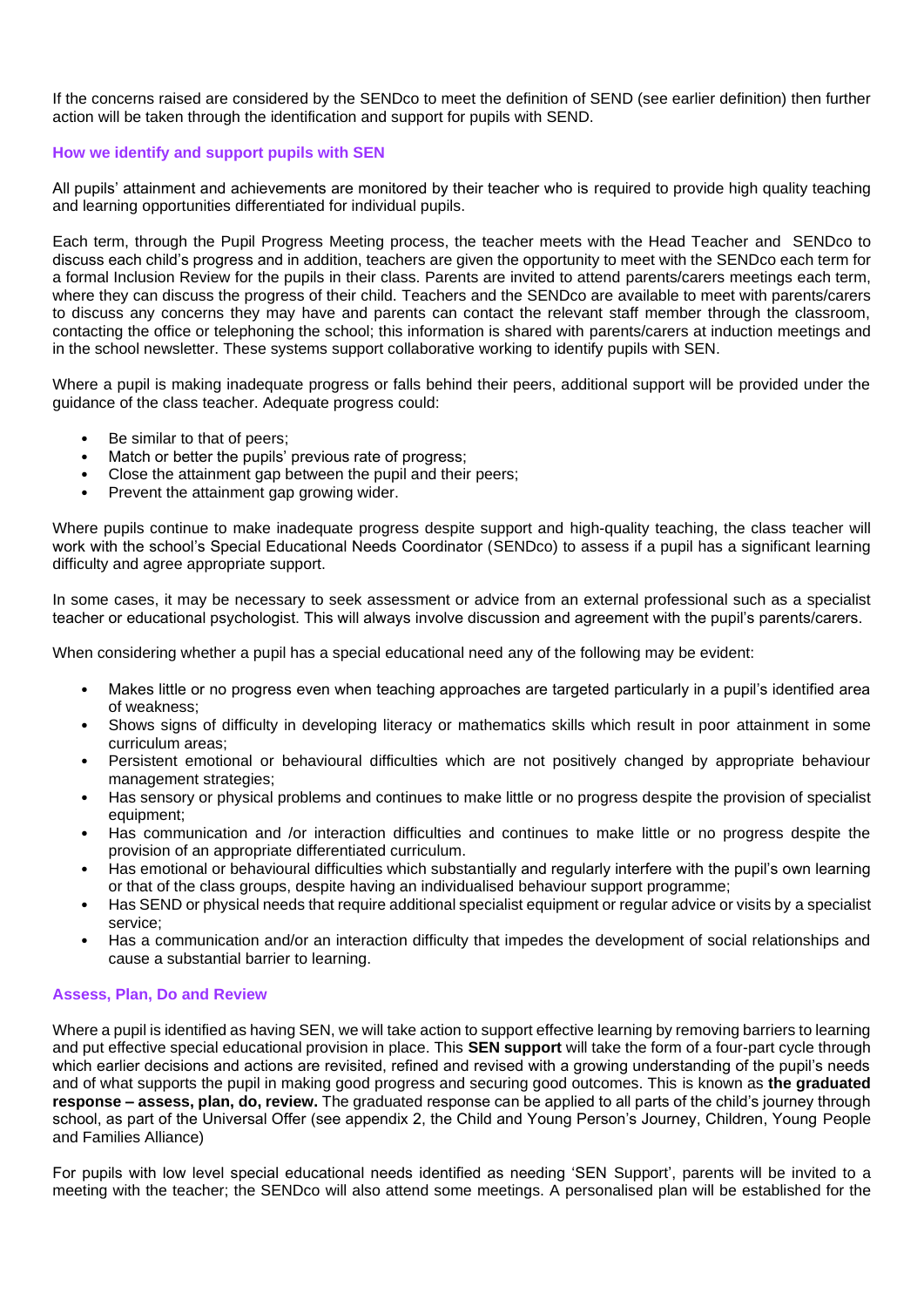If the concerns raised are considered by the SENDco to meet the definition of SEND (see earlier definition) then further action will be taken through the identification and support for pupils with SEND.

### How we identify and support pupils with SEN

All pupils' attainment and achievements are monitored by their teacher who is required to provide high quality teaching and learning opportunities differentiated for individual pupils.

Each term, through the Pupil Progress Meeting process, the teacher meets with the Head Teacher and SENDco to discuss each child's progress and in addition, teachers are given the opportunity to meet with the SENDco each term for a formal Inclusion Review for the pupils in their class. Parents are invited to attend parents/carers meetings each term, where they can discuss the progress of their child. Teachers and the SENDco are available to meet with parents/carers to discuss any concerns they may have and parents can contact the relevant staff member through the classroom, contacting the office or telephoning the school; this information is shared with parents/carers at induction meetings and in the school newsletter. These systems support collaborative working to identify pupils with SEN.

Where a pupil is making inadequate progress or falls behind their peers, additional support will be provided under the guidance of the class teacher. Adequate progress could:

- Be similar to that of peers;
- Match or better the pupils' previous rate of progress;
- Close the attainment gap between the pupil and their peers;
- Prevent the attainment gap growing wider.

Where pupils continue to make inadequate progress despite support and high-quality teaching, the class teacher will work with the school's Special Educational Needs Coordinator (SENDco) to assess if a pupil has a significant learning difficulty and agree appropriate support.

In some cases, it may be necessary to seek assessment or advice from an external professional such as a specialist teacher or educational psychologist. This will always involve discussion and agreement with the pupil's parents/carers.

When considering whether a pupil has a special educational need any of the following may be evident:

- Makes little or no progress even when teaching approaches are targeted particularly in a pupil's identified area of weakness;
- Shows signs of difficulty in developing literacy or mathematics skills which result in poor attainment in some curriculum areas;
- Persistent emotional or behavioural difficulties which are not positively changed by appropriate behaviour management strategies;
- Has sensory or physical problems and continues to make little or no progress despite the provision of specialist equipment;
- Has communication and /or interaction difficulties and continues to make little or no progress despite the provision of an appropriate differentiated curriculum.
- Has emotional or behavioural difficulties which substantially and regularly interfere with the pupil's own learning or that of the class groups, despite having an individualised behaviour support programme;
- Has SEND or physical needs that require additional specialist equipment or regular advice or visits by a specialist service;
- Has a communication and/or an interaction difficulty that impedes the development of social relationships and cause a substantial barrier to learning.

### Assess, Plan, Do and Review

Where a pupil is identified as having SEN, we will take action to support effective learning by removing barriers to learning and put effective special educational provision in place. This **SEN support** will take the form of a four-part cycle through which earlier decisions and actions are revisited, refined and revised with a growing understanding of the pupil's needs and of what supports the pupil in making good progress and securing good outcomes. This is known as **the graduated response – assess, plan, do, review.** The graduated response can be applied to all parts of the child's journey through school, as part of the Universal Offer (see appendix 2, the Child and Young Person's Journey, Children, Young People and Families Alliance)

For pupils with low level special educational needs identified as needing 'SEN Support', parents will be invited to a meeting with the teacher; the SENDco will also attend some meetings. A personalised plan will be established for the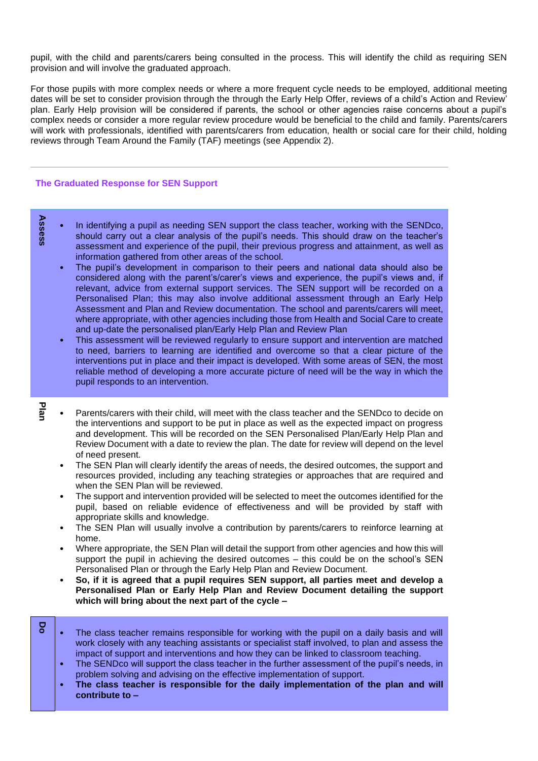pupil, with the child and parents/carers being consulted in the process. This will identify the child as requiring SEN provision and will involve the graduated approach.

For those pupils with more complex needs or where a more frequent cycle needs to be employed, additional meeting dates will be set to consider provision through the through the Early Help Offer, reviews of a child's Action and Review' plan. Early Help provision will be considered if parents, the school or other agencies raise concerns about a pupil's complex needs or consider a more regular review procedure would be beneficial to the child and family. Parents/carers will work with professionals, identified with parents/carers from education, health or social care for their child, holding reviews through Team Around the Family (TAF) meetings (see Appendix 2).

---

### The Graduated Response for SEN Support

**Assess**

- In identifying a pupil as needing SEN support the class teacher, working with the SENDco, should carry out a clear analysis of the pupil's needs. This should draw on the teacher's assessment and experience of the pupil, their previous progress and attainment, as well as information gathered from other areas of the school.
- The pupil's development in comparison to their peers and national data should also be considered along with the parent's/carer's views and experience, the pupil's views and, if relevant, advice from external support services. The SEN support will be recorded on a Personalised Plan; this may also involve additional assessment through an Early Help Assessment and Plan and Review documentation. The school and parents/carers will meet, where appropriate, with other agencies including those from Health and Social Care to create and up-date the personalised plan/Early Help Plan and Review Plan
- This assessment will be reviewed regularly to ensure support and intervention are matched to need, barriers to learning are identified and overcome so that a clear picture of the interventions put in place and their impact is developed. With some areas of SEN, the most reliable method of developing a more accurate picture of need will be the way in which the pupil responds to an intervention.

**Plan**

- Parents/carers with their child, will meet with the class teacher and the SENDco to decide on the interventions and support to be put in place as well as the expected impact on progress and development. This will be recorded on the SEN Personalised Plan/Early Help Plan and Review Document with a date to review the plan. The date for review will depend on the level of need present.
- The SEN Plan will clearly identify the areas of needs, the desired outcomes, the support and resources provided, including any teaching strategies or approaches that are required and when the SEN Plan will be reviewed.
- The support and intervention provided will be selected to meet the outcomes identified for the pupil, based on reliable evidence of effectiveness and will be provided by staff with appropriate skills and knowledge.
- The SEN Plan will usually involve a contribution by parents/carers to reinforce learning at home.
- Where appropriate, the SEN Plan will detail the support from other agencies and how this will support the pupil in achieving the desired outcomes – this could be on the school's SEN Personalised Plan or through the Early Help Plan and Review Document.
- **So, if it is agreed that a pupil requires SEN support, all parties meet and develop a Personalised Plan or Early Help Plan and Review Document detailing the support which will bring about the next part of the cycle –**

**Do**

- The class teacher remains responsible for working with the pupil on a daily basis and will work closely with any teaching assistants or specialist staff involved, to plan and assess the impact of support and interventions and how they can be linked to classroom teaching.
- The SENDco will support the class teacher in the further assessment of the pupil's needs, in problem solving and advising on the effective implementation of support.
- **The class teacher is responsible for the daily implementation of the plan and will contribute to –**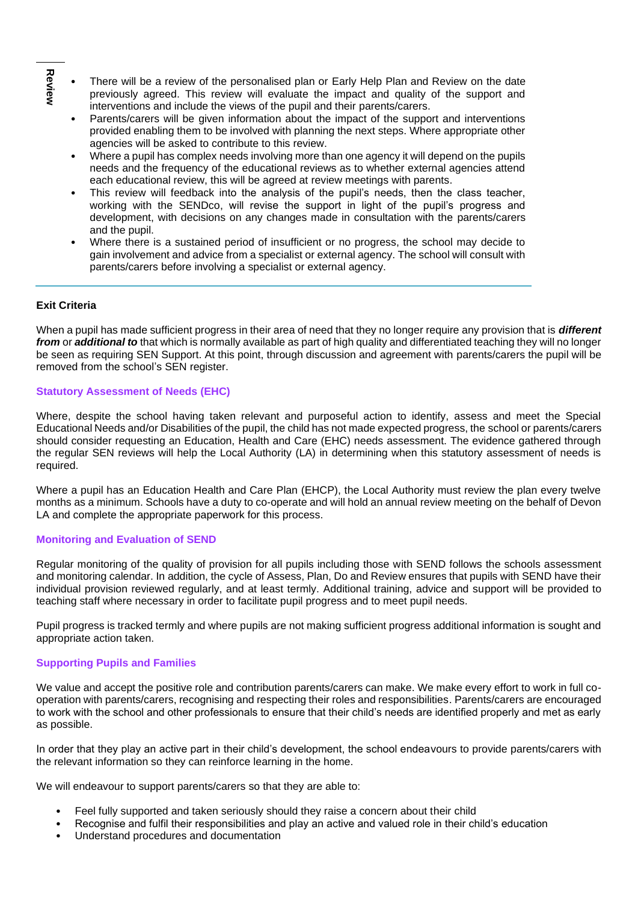**Review**

- There will be a review of the personalised plan or Early Help Plan and Review on the date previously agreed. This review will evaluate the impact and quality of the support and interventions and include the views of the pupil and their parents/carers.
- Parents/carers will be given information about the impact of the support and interventions provided enabling them to be involved with planning the next steps. Where appropriate other agencies will be asked to contribute to this review.
- Where a pupil has complex needs involving more than one agency it will depend on the pupils needs and the frequency of the educational reviews as to whether external agencies attend each educational review, this will be agreed at review meetings with parents.
- This review will feedback into the analysis of the pupil's needs, then the class teacher, working with the SENDco, will revise the support in light of the pupil's progress and development, with decisions on any changes made in consultation with the parents/carers and the pupil.
- Where there is a sustained period of insufficient or no progress, the school may decide to gain involvement and advice from a specialist or external agency. The school will consult with parents/carers before involving a specialist or external agency.

**Exit Criteria**

When a pupil has made sufficient progress in their area of need that they no longer require any provision that is ***different from*** or ***additional to*** that which is normally available as part of high quality and differentiated teaching they will no longer be seen as requiring SEN Support. At this point, through discussion and agreement with parents/carers the pupil will be removed from the school's SEN register.

### Statutory Assessment of Needs (EHC)

Where, despite the school having taken relevant and purposeful action to identify, assess and meet the Special Educational Needs and/or Disabilities of the pupil, the child has not made expected progress, the school or parents/carers should consider requesting an Education, Health and Care (EHC) needs assessment. The evidence gathered through the regular SEN reviews will help the Local Authority (LA) in determining when this statutory assessment of needs is required.

Where a pupil has an Education Health and Care Plan (EHCP), the Local Authority must review the plan every twelve months as a minimum. Schools have a duty to co-operate and will hold an annual review meeting on the behalf of Devon LA and complete the appropriate paperwork for this process.

### Monitoring and Evaluation of SEND

Regular monitoring of the quality of provision for all pupils including those with SEND follows the schools assessment and monitoring calendar. In addition, the cycle of Assess, Plan, Do and Review ensures that pupils with SEND have their individual provision reviewed regularly, and at least termly. Additional training, advice and support will be provided to teaching staff where necessary in order to facilitate pupil progress and to meet pupil needs.

Pupil progress is tracked termly and where pupils are not making sufficient progress additional information is sought and appropriate action taken.

### Supporting Pupils and Families

We value and accept the positive role and contribution parents/carers can make. We make every effort to work in full co-operation with parents/carers, recognising and respecting their roles and responsibilities. Parents/carers are encouraged to work with the school and other professionals to ensure that their child's needs are identified properly and met as early as possible.

In order that they play an active part in their child's development, the school endeavours to provide parents/carers with the relevant information so they can reinforce learning in the home.

We will endeavour to support parents/carers so that they are able to:

- Feel fully supported and taken seriously should they raise a concern about their child
- Recognise and fulfil their responsibilities and play an active and valued role in their child's education
- Understand procedures and documentation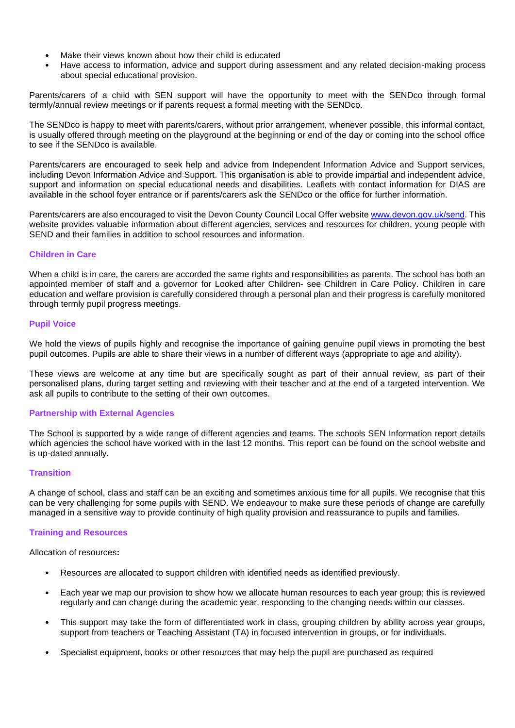- Make their views known about how their child is educated
- Have access to information, advice and support during assessment and any related decision-making process about special educational provision.

Parents/carers of a child with SEN support will have the opportunity to meet with the SENDco through formal termly/annual review meetings or if parents request a formal meeting with the SENDco.

The SENDco is happy to meet with parents/carers, without prior arrangement, whenever possible, this informal contact, is usually offered through meeting on the playground at the beginning or end of the day or coming into the school office to see if the SENDco is available.

Parents/carers are encouraged to seek help and advice from Independent Information Advice and Support services, including Devon Information Advice and Support. This organisation is able to provide impartial and independent advice, support and information on special educational needs and disabilities. Leaflets with contact information for DIAS are available in the school foyer entrance or if parents/carers ask the SENDco or the office for further information.

Parents/carers are also encouraged to visit the Devon County Council Local Offer website [www.devon.gov.uk/send](http://www.devon.gov.uk/send). This website provides valuable information about different agencies, services and resources for children, young people with SEND and their families in addition to school resources and information.

#### Children in Care

When a child is in care, the carers are accorded the same rights and responsibilities as parents. The school has both an appointed member of staff and a governor for Looked after Children- see Children in Care Policy. Children in care education and welfare provision is carefully considered through a personal plan and their progress is carefully monitored through termly pupil progress meetings.

#### Pupil Voice

We hold the views of pupils highly and recognise the importance of gaining genuine pupil views in promoting the best pupil outcomes. Pupils are able to share their views in a number of different ways (appropriate to age and ability).

These views are welcome at any time but are specifically sought as part of their annual review, as part of their personalised plans, during target setting and reviewing with their teacher and at the end of a targeted intervention. We ask all pupils to contribute to the setting of their own outcomes.

#### Partnership with External Agencies

The School is supported by a wide range of different agencies and teams. The schools SEN Information report details which agencies the school have worked with in the last 12 months. This report can be found on the school website and is up-dated annually.

#### Transition

A change of school, class and staff can be an exciting and sometimes anxious time for all pupils. We recognise that this can be very challenging for some pupils with SEND. We endeavour to make sure these periods of change are carefully managed in a sensitive way to provide continuity of high quality provision and reassurance to pupils and families.

#### Training and Resources

Allocation of resources**:**

- Resources are allocated to support children with identified needs as identified previously.
- Each year we map our provision to show how we allocate human resources to each year group; this is reviewed regularly and can change during the academic year, responding to the changing needs within our classes.
- This support may take the form of differentiated work in class, grouping children by ability across year groups, support from teachers or Teaching Assistant (TA) in focused intervention in groups, or for individuals.
- Specialist equipment, books or other resources that may help the pupil are purchased as required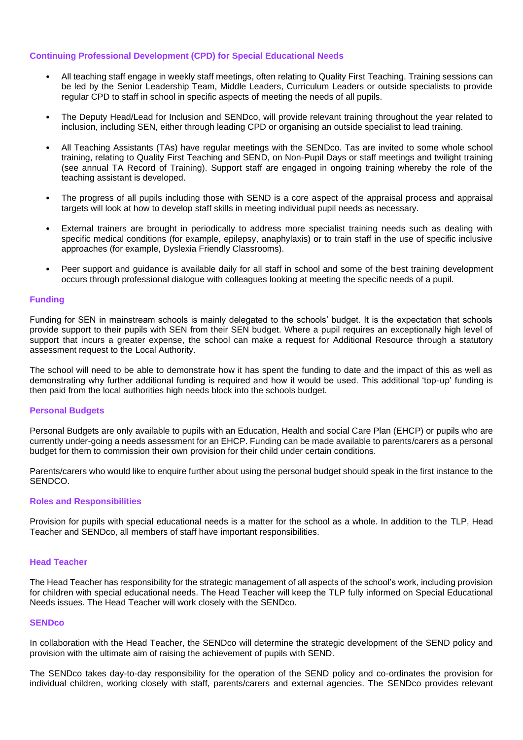## Continuing Professional Development (CPD) for Special Educational Needs

- All teaching staff engage in weekly staff meetings, often relating to Quality First Teaching. Training sessions can be led by the Senior Leadership Team, Middle Leaders, Curriculum Leaders or outside specialists to provide regular CPD to staff in school in specific aspects of meeting the needs of all pupils.
- The Deputy Head/Lead for Inclusion and SENDco, will provide relevant training throughout the year related to inclusion, including SEN, either through leading CPD or organising an outside specialist to lead training.
- All Teaching Assistants (TAs) have regular meetings with the SENDco. Tas are invited to some whole school training, relating to Quality First Teaching and SEND, on Non-Pupil Days or staff meetings and twilight training (see annual TA Record of Training). Support staff are engaged in ongoing training whereby the role of the teaching assistant is developed.
- The progress of all pupils including those with SEND is a core aspect of the appraisal process and appraisal targets will look at how to develop staff skills in meeting individual pupil needs as necessary.
- External trainers are brought in periodically to address more specialist training needs such as dealing with specific medical conditions (for example, epilepsy, anaphylaxis) or to train staff in the use of specific inclusive approaches (for example, Dyslexia Friendly Classrooms).
- Peer support and guidance is available daily for all staff in school and some of the best training development occurs through professional dialogue with colleagues looking at meeting the specific needs of a pupil.

## Funding

Funding for SEN in mainstream schools is mainly delegated to the schools' budget. It is the expectation that schools provide support to their pupils with SEN from their SEN budget. Where a pupil requires an exceptionally high level of support that incurs a greater expense, the school can make a request for Additional Resource through a statutory assessment request to the Local Authority.

The school will need to be able to demonstrate how it has spent the funding to date and the impact of this as well as demonstrating why further additional funding is required and how it would be used. This additional 'top-up' funding is then paid from the local authorities high needs block into the schools budget.

## Personal Budgets

Personal Budgets are only available to pupils with an Education, Health and social Care Plan (EHCP) or pupils who are currently under-going a needs assessment for an EHCP. Funding can be made available to parents/carers as a personal budget for them to commission their own provision for their child under certain conditions.

Parents/carers who would like to enquire further about using the personal budget should speak in the first instance to the SENDCO.

## Roles and Responsibilities

Provision for pupils with special educational needs is a matter for the school as a whole. In addition to the TLP, Head Teacher and SENDco, all members of staff have important responsibilities.

### Head Teacher

The Head Teacher has responsibility for the strategic management of all aspects of the school's work, including provision for children with special educational needs. The Head Teacher will keep the TLP fully informed on Special Educational Needs issues. The Head Teacher will work closely with the SENDco.

### SENDco

In collaboration with the Head Teacher, the SENDco will determine the strategic development of the SEND policy and provision with the ultimate aim of raising the achievement of pupils with SEND.

The SENDco takes day-to-day responsibility for the operation of the SEND policy and co-ordinates the provision for individual children, working closely with staff, parents/carers and external agencies. The SENDco provides relevant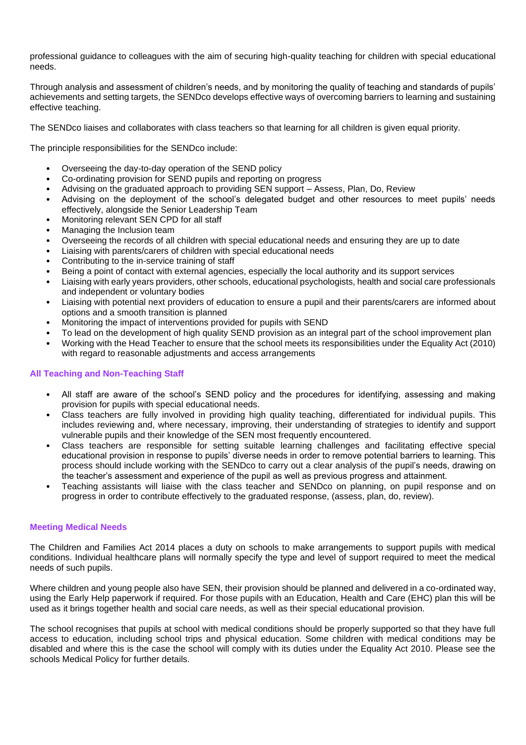professional guidance to colleagues with the aim of securing high-quality teaching for children with special educational needs.

Through analysis and assessment of children's needs, and by monitoring the quality of teaching and standards of pupils' achievements and setting targets, the SENDco develops effective ways of overcoming barriers to learning and sustaining effective teaching.

The SENDco liaises and collaborates with class teachers so that learning for all children is given equal priority.

The principle responsibilities for the SENDco include:

- Overseeing the day-to-day operation of the SEND policy
- Co-ordinating provision for SEND pupils and reporting on progress
- Advising on the graduated approach to providing SEN support – Assess, Plan, Do, Review
- Advising on the deployment of the school's delegated budget and other resources to meet pupils' needs effectively, alongside the Senior Leadership Team
- Monitoring relevant SEN CPD for all staff
- Managing the Inclusion team
- Overseeing the records of all children with special educational needs and ensuring they are up to date
- Liaising with parents/carers of children with special educational needs
- Contributing to the in-service training of staff
- Being a point of contact with external agencies, especially the local authority and its support services
- Liaising with early years providers, other schools, educational psychologists, health and social care professionals and independent or voluntary bodies
- Liaising with potential next providers of education to ensure a pupil and their parents/carers are informed about options and a smooth transition is planned
- Monitoring the impact of interventions provided for pupils with SEND
- To lead on the development of high quality SEND provision as an integral part of the school improvement plan
- Working with the Head Teacher to ensure that the school meets its responsibilities under the Equality Act (2010) with regard to reasonable adjustments and access arrangements

### All Teaching and Non-Teaching Staff

- All staff are aware of the school's SEND policy and the procedures for identifying, assessing and making provision for pupils with special educational needs.
- Class teachers are fully involved in providing high quality teaching, differentiated for individual pupils. This includes reviewing and, where necessary, improving, their understanding of strategies to identify and support vulnerable pupils and their knowledge of the SEN most frequently encountered.
- Class teachers are responsible for setting suitable learning challenges and facilitating effective special educational provision in response to pupils' diverse needs in order to remove potential barriers to learning. This process should include working with the SENDco to carry out a clear analysis of the pupil's needs, drawing on the teacher's assessment and experience of the pupil as well as previous progress and attainment.
- Teaching assistants will liaise with the class teacher and SENDco on planning, on pupil response and on progress in order to contribute effectively to the graduated response, (assess, plan, do, review).

### Meeting Medical Needs

The Children and Families Act 2014 places a duty on schools to make arrangements to support pupils with medical conditions. Individual healthcare plans will normally specify the type and level of support required to meet the medical needs of such pupils.

Where children and young people also have SEN, their provision should be planned and delivered in a co-ordinated way, using the Early Help paperwork if required. For those pupils with an Education, Health and Care (EHC) plan this will be used as it brings together health and social care needs, as well as their special educational provision.

The school recognises that pupils at school with medical conditions should be properly supported so that they have full access to education, including school trips and physical education. Some children with medical conditions may be disabled and where this is the case the school will comply with its duties under the Equality Act 2010. Please see the schools Medical Policy for further details.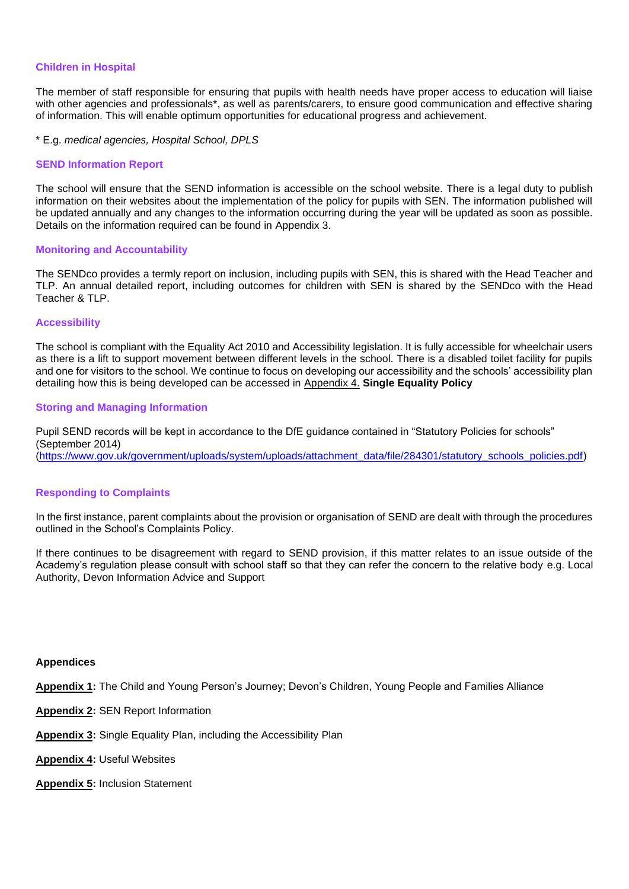### Children in Hospital

The member of staff responsible for ensuring that pupils with health needs have proper access to education will liaise with other agencies and professionals*, as well as parents/carers, to ensure good communication and effective sharing of information. This will enable optimum opportunities for educational progress and achievement.

* E.g. *medical agencies, Hospital School, DPLS*

### SEND Information Report

The school will ensure that the SEND information is accessible on the school website. There is a legal duty to publish information on their websites about the implementation of the policy for pupils with SEN. The information published will be updated annually and any changes to the information occurring during the year will be updated as soon as possible. Details on the information required can be found in Appendix 3.

### Monitoring and Accountability

The SENDco provides a termly report on inclusion, including pupils with SEN, this is shared with the Head Teacher and TLP. An annual detailed report, including outcomes for children with SEN is shared by the SENDco with the Head Teacher & TLP.

### Accessibility

The school is compliant with the Equality Act 2010 and Accessibility legislation. It is fully accessible for wheelchair users as there is a lift to support movement between different levels in the school. There is a disabled toilet facility for pupils and one for visitors to the school. We continue to focus on developing our accessibility and the schools' accessibility plan detailing how this is being developed can be accessed in Appendix 4. **Single Equality Policy**

### Storing and Managing Information

Pupil SEND records will be kept in accordance to the DfE guidance contained in "Statutory Policies for schools" (September 2014)
(https://www.gov.uk/government/uploads/system/uploads/attachment_data/file/284301/statutory_schools_policies.pdf)

### Responding to Complaints

In the first instance, parent complaints about the provision or organisation of SEND are dealt with through the procedures outlined in the School's Complaints Policy.

If there continues to be disagreement with regard to SEND provision, if this matter relates to an issue outside of the Academy's regulation please consult with school staff so that they can refer the concern to the relative body e.g. Local Authority, Devon Information Advice and Support

**Appendices**

**Appendix 1:** The Child and Young Person's Journey; Devon's Children, Young People and Families Alliance

**Appendix 2:** SEN Report Information

**Appendix 3:** Single Equality Plan, including the Accessibility Plan

**Appendix 4:** Useful Websites

**Appendix 5:** Inclusion Statement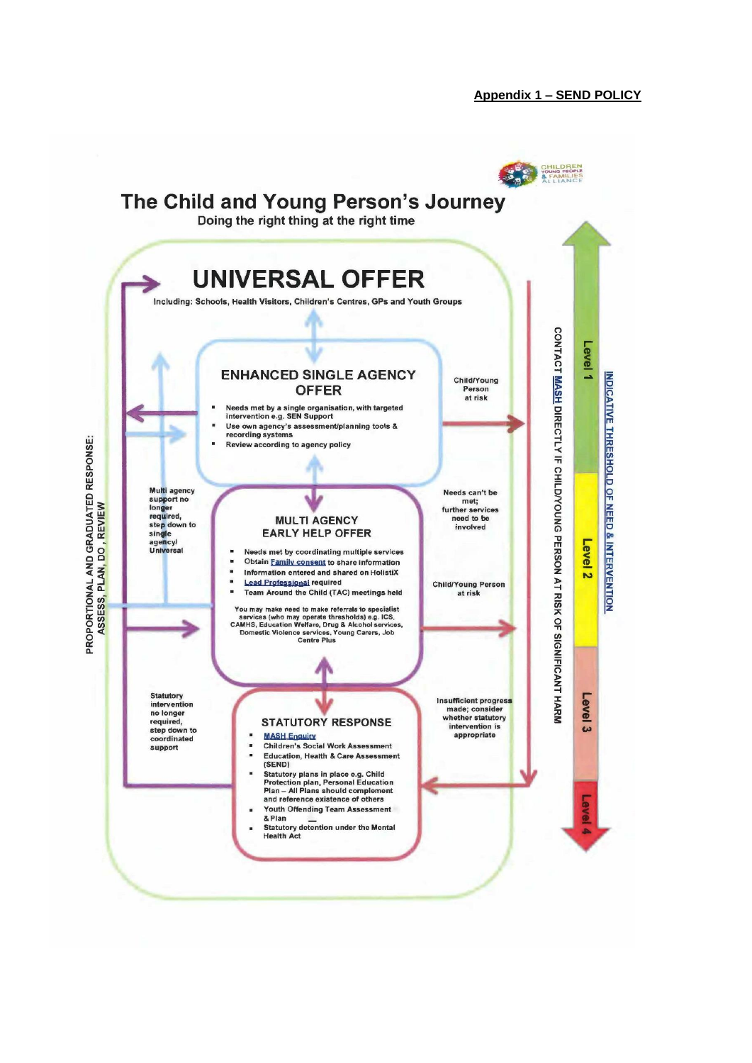**Appendix 1 – SEND POLICY**

CHILDREN YOUNG PEOPLE & FAMILIES ALLIANCE

# The Child and Young Person's Journey

Doing the right thing at the right time

## UNIVERSAL OFFER

Including: Schools, Health Visitors, Children's Centres, GPs and Youth Groups

### ENHANCED SINGLE AGENCY OFFER

- Needs met by a single organisation, with targeted intervention e.g. SEN Support
- Use own agency's assessment/planning tools & recording systems
- Review according to agency policy

Child/Young Person at risk

Multi agency support no longer required, step down to single agency/ Universal

Needs can't be met; further services need to be involved

### MULTI AGENCY EARLY HELP OFFER

- Needs met by coordinating multiple services
- Obtain Family consent to share information
- Information entered and shared on HolistiX
- Lead Professional required
- Team Around the Child (TAC) meetings held

You may make need to make referrals to specialist services (who may operate thresholds) e.g. ICS, CAMHS, Education Welfare, Drug & Alcohol services, Domestic Violence services, Young Carers, Job Centre Plus

Child/Young Person at risk

Statutory intervention no longer required, step down to coordinated support

Insufficient progress made; consider whether statutory intervention is appropriate

### STATUTORY RESPONSE

- MASH Enquiry
- Children's Social Work Assessment
- Education, Health & Care Assessment (SEND)
- Statutory plans in place e.g. Child Protection plan, Personal Education Plan – All Plans should complement and reference existence of others
- Youth Offending Team Assessment & Plan
- Statutory detention under the Mental Health Act

PROPORTIONAL AND GRADUATED RESPONSE: ASSESS, PLAN, DO, REVIEW

CONTACT MASH DIRECTLY IF CHILD/YOUNG PERSON AT RISK OF SIGNIFICANT HARM

INDICATIVE THRESHOLD OF NEED & INTERVENTION

Level 1

Level 2

Level 3

Level 4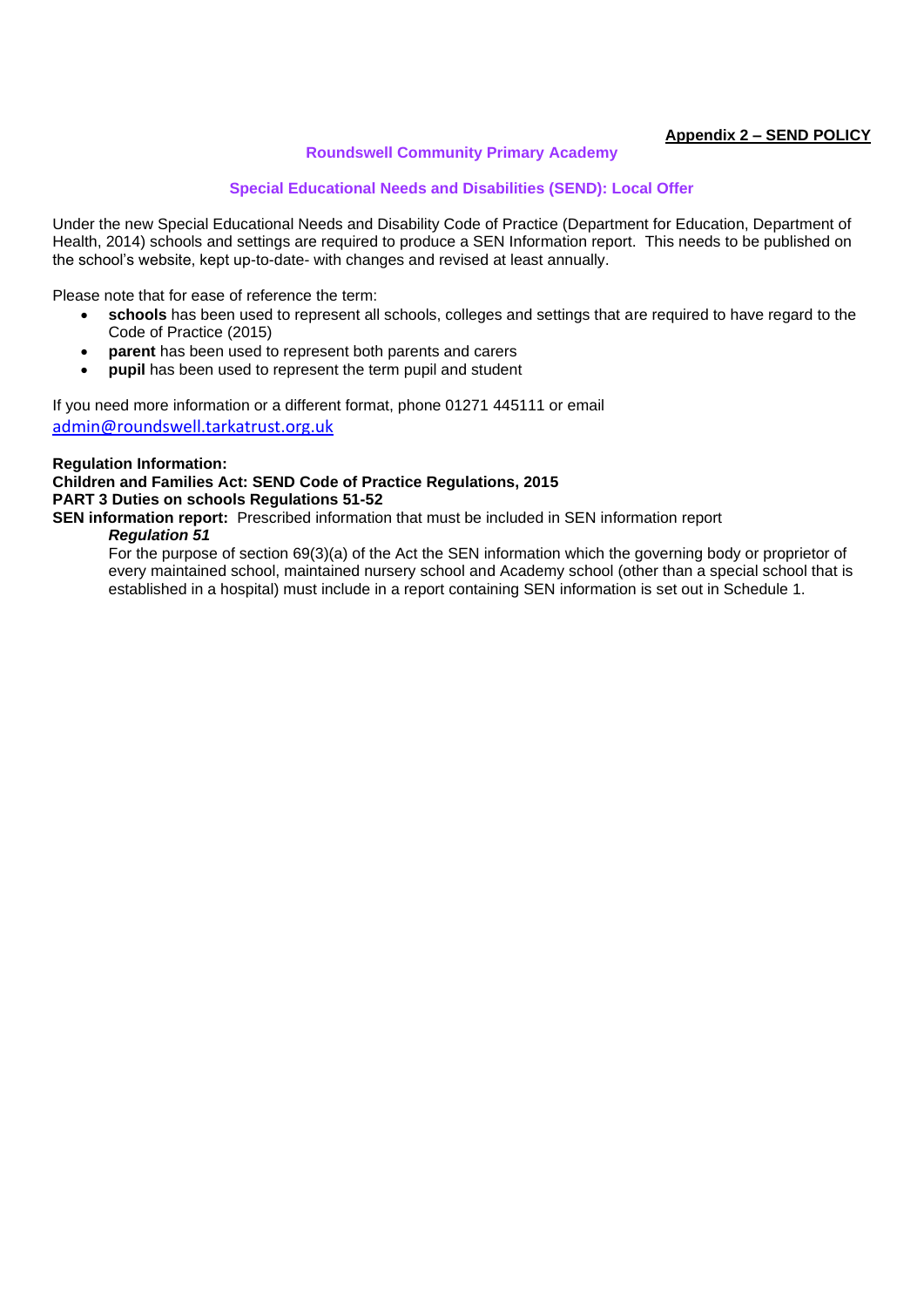**Appendix 2 – SEND POLICY**

## Roundswell Community Primary Academy

### Special Educational Needs and Disabilities (SEND): Local Offer

Under the new Special Educational Needs and Disability Code of Practice (Department for Education, Department of Health, 2014) schools and settings are required to produce a SEN Information report. This needs to be published on the school's website, kept up-to-date- with changes and revised at least annually.

Please note that for ease of reference the term:

- **schools** has been used to represent all schools, colleges and settings that are required to have regard to the Code of Practice (2015)
- **parent** has been used to represent both parents and carers
- **pupil** has been used to represent the term pupil and student

If you need more information or a different format, phone 01271 445111 or email admin@roundswell.tarkatrust.org.uk

**Regulation Information:**
**Children and Families Act: SEND Code of Practice Regulations, 2015**
**PART 3 Duties on schools Regulations 51-52**
**SEN information report:** Prescribed information that must be included in SEN information report

> ***Regulation 51***
> For the purpose of section 69(3)(a) of the Act the SEN information which the governing body or proprietor of every maintained school, maintained nursery school and Academy school (other than a special school that is established in a hospital) must include in a report containing SEN information is set out in Schedule 1.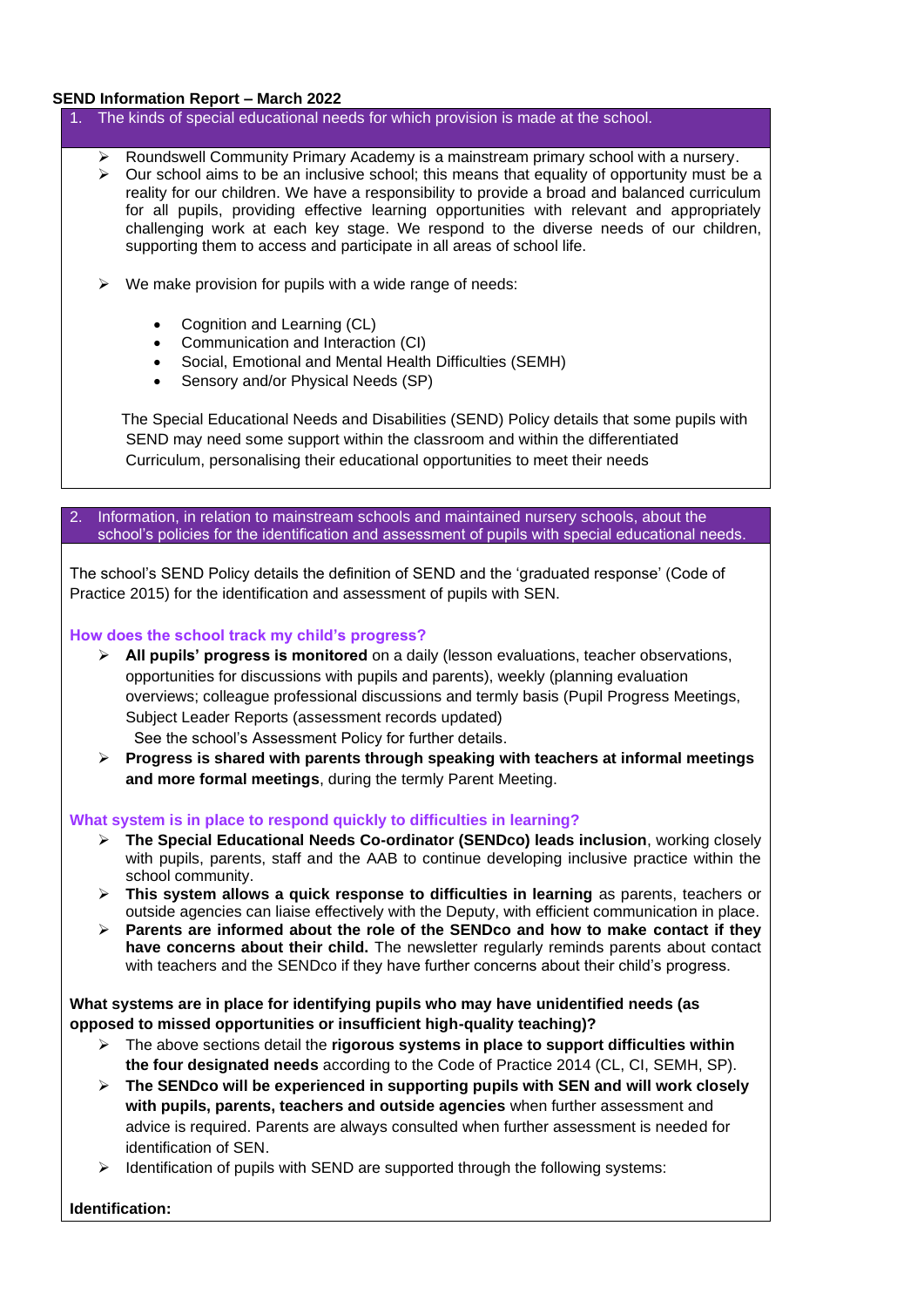**SEND Information Report – March 2022**

## 1. The kinds of special educational needs for which provision is made at the school.

- Roundswell Community Primary Academy is a mainstream primary school with a nursery.
- Our school aims to be an inclusive school; this means that equality of opportunity must be a reality for our children. We have a responsibility to provide a broad and balanced curriculum for all pupils, providing effective learning opportunities with relevant and appropriately challenging work at each key stage. We respond to the diverse needs of our children, supporting them to access and participate in all areas of school life.

- We make provision for pupils with a wide range of needs:

  - Cognition and Learning (CL)
  - Communication and Interaction (CI)
  - Social, Emotional and Mental Health Difficulties (SEMH)
  - Sensory and/or Physical Needs (SP)

  The Special Educational Needs and Disabilities (SEND) Policy details that some pupils with SEND may need some support within the classroom and within the differentiated Curriculum, personalising their educational opportunities to meet their needs

## 2. Information, in relation to mainstream schools and maintained nursery schools, about the school's policies for the identification and assessment of pupils with special educational needs.

The school's SEND Policy details the definition of SEND and the 'graduated response' (Code of Practice 2015) for the identification and assessment of pupils with SEN.

### How does the school track my child's progress?

- **All pupils' progress is monitored** on a daily (lesson evaluations, teacher observations, opportunities for discussions with pupils and parents), weekly (planning evaluation overviews; colleague professional discussions and termly basis (Pupil Progress Meetings, Subject Leader Reports (assessment records updated)
  See the school's Assessment Policy for further details.
- **Progress is shared with parents through speaking with teachers at informal meetings and more formal meetings**, during the termly Parent Meeting.

### What system is in place to respond quickly to difficulties in learning?

- **The Special Educational Needs Co-ordinator (SENDco) leads inclusion**, working closely with pupils, parents, staff and the AAB to continue developing inclusive practice within the school community.
- **This system allows a quick response to difficulties in learning** as parents, teachers or outside agencies can liaise effectively with the Deputy, with efficient communication in place.
- **Parents are informed about the role of the SENDco and how to make contact if they have concerns about their child.** The newsletter regularly reminds parents about contact with teachers and the SENDco if they have further concerns about their child's progress.

**What systems are in place for identifying pupils who may have unidentified needs (as opposed to missed opportunities or insufficient high-quality teaching)?**

- The above sections detail the **rigorous systems in place to support difficulties within the four designated needs** according to the Code of Practice 2014 (CL, CI, SEMH, SP).
- **The SENDco will be experienced in supporting pupils with SEN and will work closely with pupils, parents, teachers and outside agencies** when further assessment and advice is required. Parents are always consulted when further assessment is needed for identification of SEN.
- Identification of pupils with SEND are supported through the following systems:

**Identification:**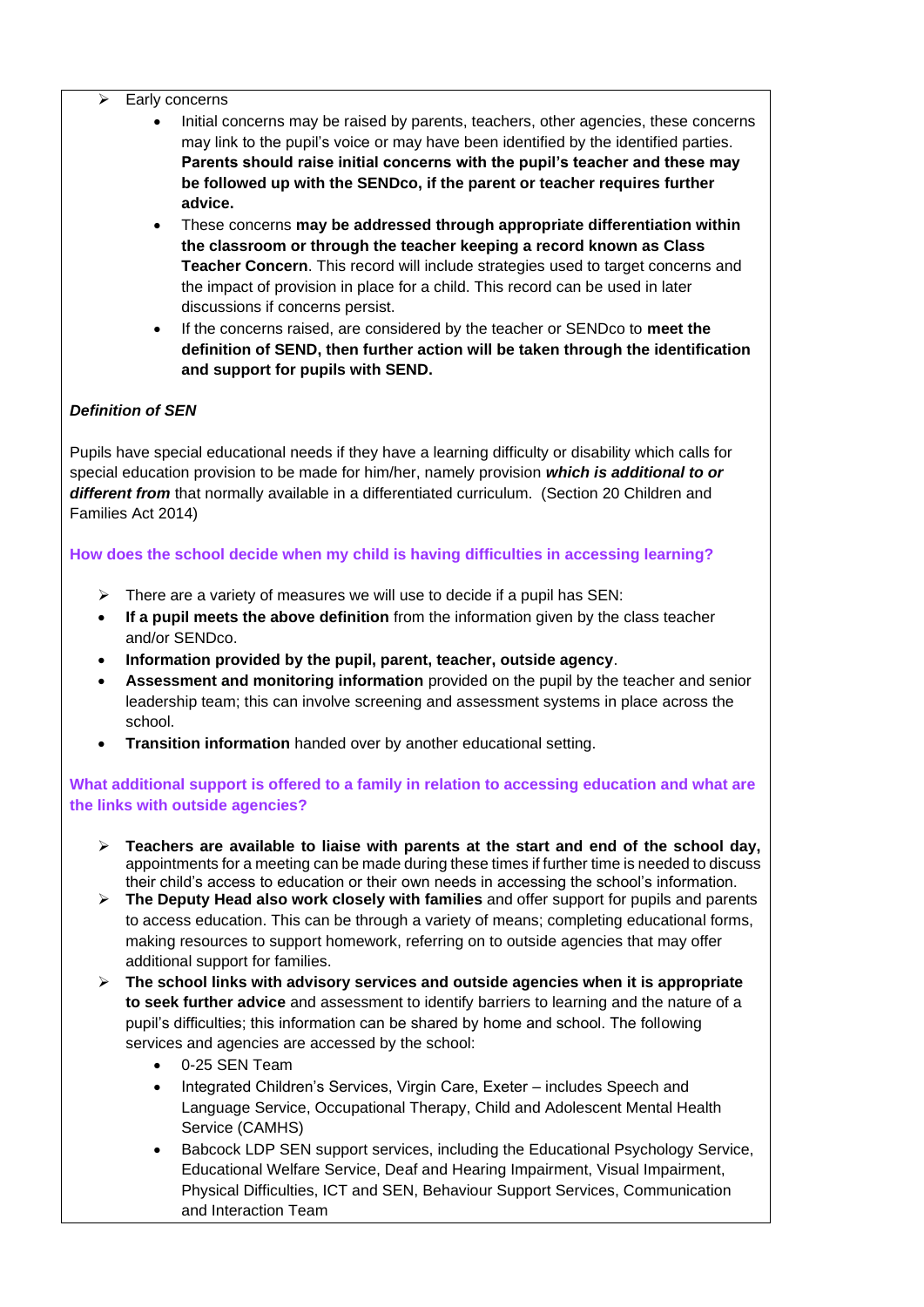- Early concerns
    - Initial concerns may be raised by parents, teachers, other agencies, these concerns may link to the pupil's voice or may have been identified by the identified parties. **Parents should raise initial concerns with the pupil's teacher and these may be followed up with the SENDco, if the parent or teacher requires further advice.**
    - These concerns **may be addressed through appropriate differentiation within the classroom or through the teacher keeping a record known as Class Teacher Concern**. This record will include strategies used to target concerns and the impact of provision in place for a child. This record can be used in later discussions if concerns persist.
    - If the concerns raised, are considered by the teacher or SENDco to **meet the definition of SEND, then further action will be taken through the identification and support for pupils with SEND.**

***Definition of SEN***

Pupils have special educational needs if they have a learning difficulty or disability which calls for special education provision to be made for him/her, namely provision ***which is additional to or different from*** that normally available in a differentiated curriculum. (Section 20 Children and Families Act 2014)

**How does the school decide when my child is having difficulties in accessing learning?**

- There are a variety of measures we will use to decide if a pupil has SEN:
- **If a pupil meets the above definition** from the information given by the class teacher and/or SENDco.
- **Information provided by the pupil, parent, teacher, outside agency**.
- **Assessment and monitoring information** provided on the pupil by the teacher and senior leadership team; this can involve screening and assessment systems in place across the school.
- **Transition information** handed over by another educational setting.

**What additional support is offered to a family in relation to accessing education and what are the links with outside agencies?**

- **Teachers are available to liaise with parents at the start and end of the school day,** appointments for a meeting can be made during these times if further time is needed to discuss their child's access to education or their own needs in accessing the school's information.
- **The Deputy Head also work closely with families** and offer support for pupils and parents to access education. This can be through a variety of means; completing educational forms, making resources to support homework, referring on to outside agencies that may offer additional support for families.
- **The school links with advisory services and outside agencies when it is appropriate to seek further advice** and assessment to identify barriers to learning and the nature of a pupil's difficulties; this information can be shared by home and school. The following services and agencies are accessed by the school:
    - 0-25 SEN Team
    - Integrated Children's Services, Virgin Care, Exeter – includes Speech and Language Service, Occupational Therapy, Child and Adolescent Mental Health Service (CAMHS)
    - Babcock LDP SEN support services, including the Educational Psychology Service, Educational Welfare Service, Deaf and Hearing Impairment, Visual Impairment, Physical Difficulties, ICT and SEN, Behaviour Support Services, Communication and Interaction Team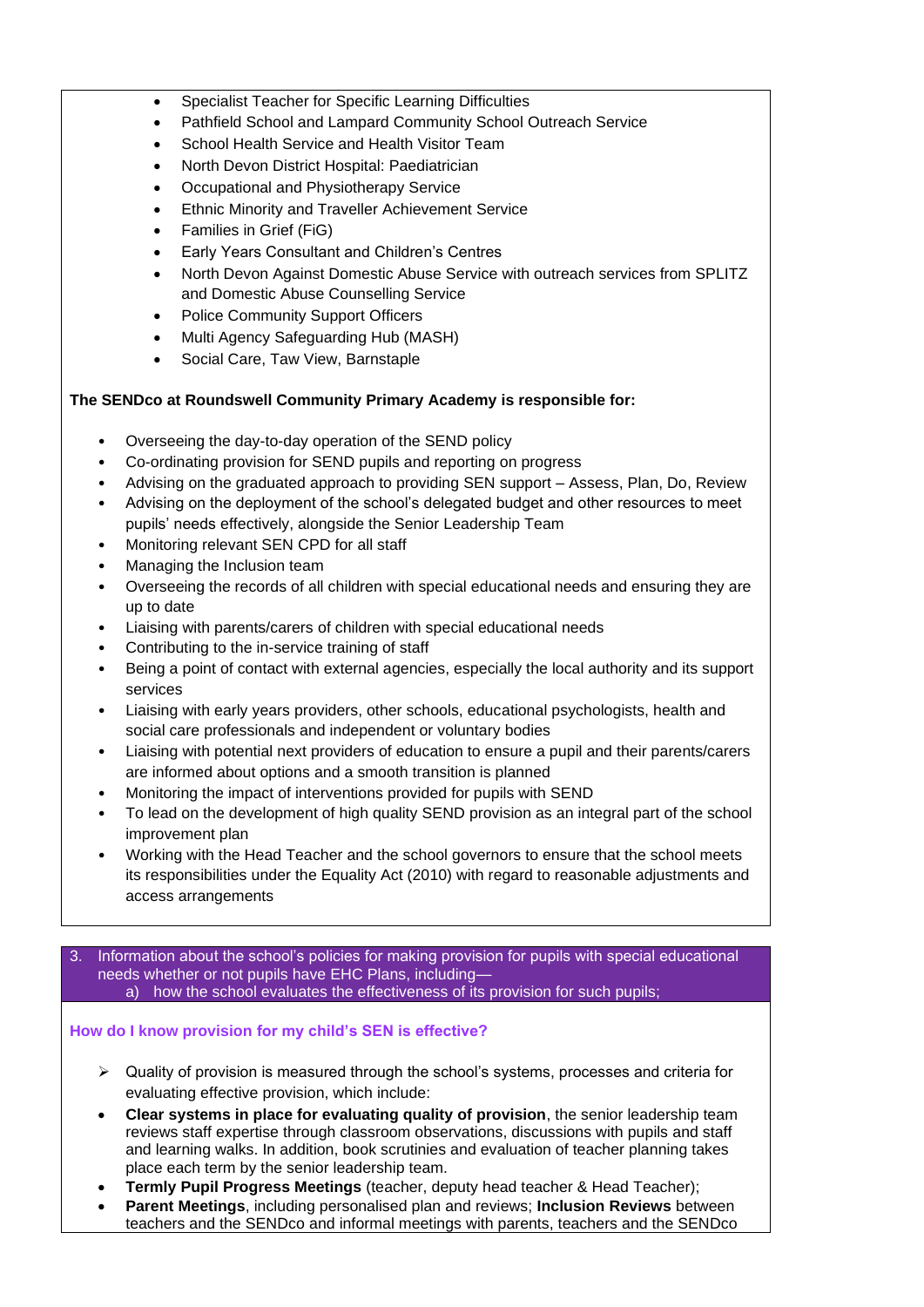- Specialist Teacher for Specific Learning Difficulties
- Pathfield School and Lampard Community School Outreach Service
- School Health Service and Health Visitor Team
- North Devon District Hospital: Paediatrician
- Occupational and Physiotherapy Service
- Ethnic Minority and Traveller Achievement Service
- Families in Grief (FiG)
- Early Years Consultant and Children's Centres
- North Devon Against Domestic Abuse Service with outreach services from SPLITZ and Domestic Abuse Counselling Service
- Police Community Support Officers
- Multi Agency Safeguarding Hub (MASH)
- Social Care, Taw View, Barnstaple

**The SENDco at Roundswell Community Primary Academy is responsible for:**

- Overseeing the day-to-day operation of the SEND policy
- Co-ordinating provision for SEND pupils and reporting on progress
- Advising on the graduated approach to providing SEN support – Assess, Plan, Do, Review
- Advising on the deployment of the school's delegated budget and other resources to meet pupils' needs effectively, alongside the Senior Leadership Team
- Monitoring relevant SEN CPD for all staff
- Managing the Inclusion team
- Overseeing the records of all children with special educational needs and ensuring they are up to date
- Liaising with parents/carers of children with special educational needs
- Contributing to the in-service training of staff
- Being a point of contact with external agencies, especially the local authority and its support services
- Liaising with early years providers, other schools, educational psychologists, health and social care professionals and independent or voluntary bodies
- Liaising with potential next providers of education to ensure a pupil and their parents/carers are informed about options and a smooth transition is planned
- Monitoring the impact of interventions provided for pupils with SEND
- To lead on the development of high quality SEND provision as an integral part of the school improvement plan
- Working with the Head Teacher and the school governors to ensure that the school meets its responsibilities under the Equality Act (2010) with regard to reasonable adjustments and access arrangements

## 3. Information about the school's policies for making provision for pupils with special educational needs whether or not pupils have EHC Plans, including—
a) how the school evaluates the effectiveness of its provision for such pupils;

### How do I know provision for my child's SEN is effective?

- Quality of provision is measured through the school's systems, processes and criteria for evaluating effective provision, which include:
- **Clear systems in place for evaluating quality of provision**, the senior leadership team reviews staff expertise through classroom observations, discussions with pupils and staff and learning walks. In addition, book scrutinies and evaluation of teacher planning takes place each term by the senior leadership team.
- **Termly Pupil Progress Meetings** (teacher, deputy head teacher & Head Teacher);
- **Parent Meetings**, including personalised plan and reviews; **Inclusion Reviews** between teachers and the SENDco and informal meetings with parents, teachers and the SENDco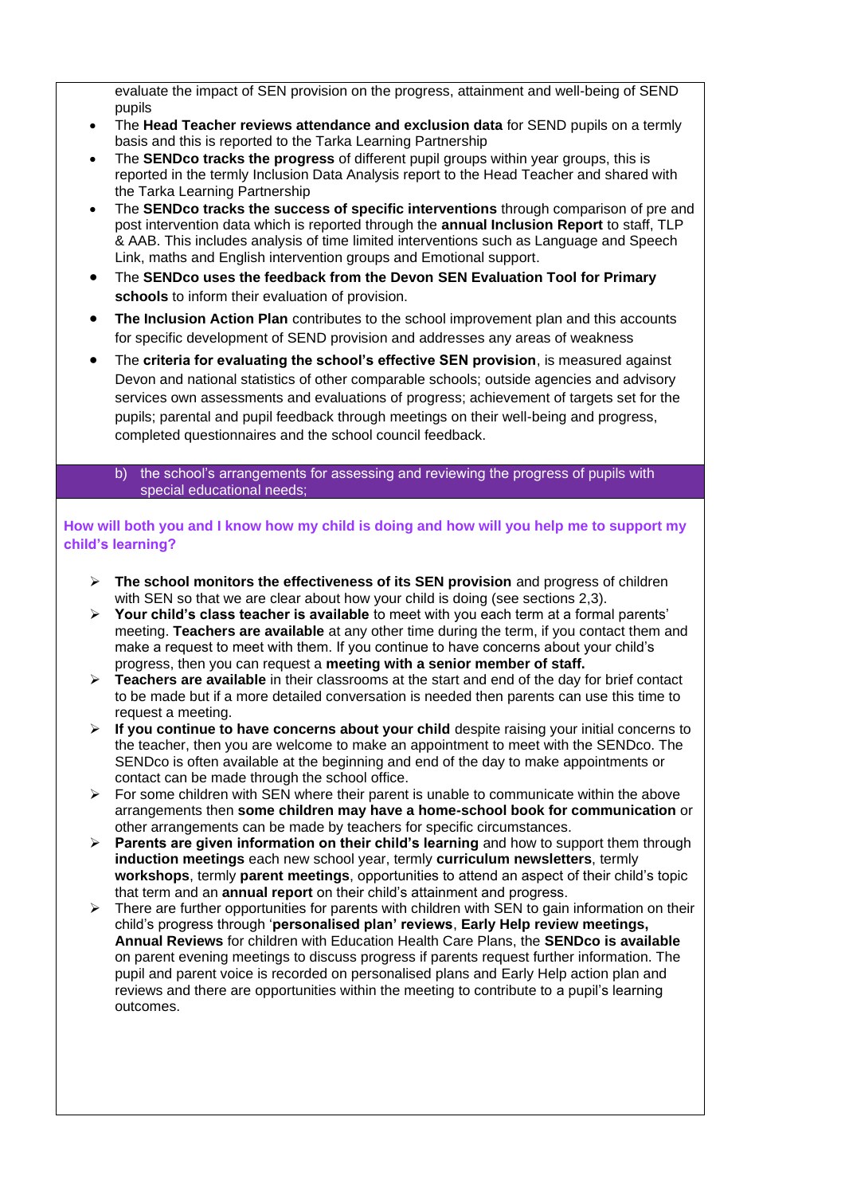evaluate the impact of SEN provision on the progress, attainment and well-being of SEND pupils

- The **Head Teacher reviews attendance and exclusion data** for SEND pupils on a termly basis and this is reported to the Tarka Learning Partnership
- The **SENDco tracks the progress** of different pupil groups within year groups, this is reported in the termly Inclusion Data Analysis report to the Head Teacher and shared with the Tarka Learning Partnership
- The **SENDco tracks the success of specific interventions** through comparison of pre and post intervention data which is reported through the **annual Inclusion Report** to staff, TLP & AAB. This includes analysis of time limited interventions such as Language and Speech Link, maths and English intervention groups and Emotional support.
- The **SENDco uses the feedback from the Devon SEN Evaluation Tool for Primary schools** to inform their evaluation of provision.
- **The Inclusion Action Plan** contributes to the school improvement plan and this accounts for specific development of SEND provision and addresses any areas of weakness
- The **criteria for evaluating the school's effective SEN provision**, is measured against Devon and national statistics of other comparable schools; outside agencies and advisory services own assessments and evaluations of progress; achievement of targets set for the pupils; parental and pupil feedback through meetings on their well-being and progress, completed questionnaires and the school council feedback.

## b) the school's arrangements for assessing and reviewing the progress of pupils with special educational needs;

### How will both you and I know how my child is doing and how will you help me to support my child's learning?

- **The school monitors the effectiveness of its SEN provision** and progress of children with SEN so that we are clear about how your child is doing (see sections 2,3).
- **Your child's class teacher is available** to meet with you each term at a formal parents' meeting. **Teachers are available** at any other time during the term, if you contact them and make a request to meet with them. If you continue to have concerns about your child's progress, then you can request a **meeting with a senior member of staff.**
- **Teachers are available** in their classrooms at the start and end of the day for brief contact to be made but if a more detailed conversation is needed then parents can use this time to request a meeting.
- **If you continue to have concerns about your child** despite raising your initial concerns to the teacher, then you are welcome to make an appointment to meet with the SENDco. The SENDco is often available at the beginning and end of the day to make appointments or contact can be made through the school office.
- For some children with SEN where their parent is unable to communicate within the above arrangements then **some children may have a home-school book for communication** or other arrangements can be made by teachers for specific circumstances.
- **Parents are given information on their child's learning** and how to support them through **induction meetings** each new school year, termly **curriculum newsletters**, termly **workshops**, termly **parent meetings**, opportunities to attend an aspect of their child's topic that term and an **annual report** on their child's attainment and progress.
- There are further opportunities for parents with children with SEN to gain information on their child's progress through '**personalised plan' reviews**, **Early Help review meetings, Annual Reviews** for children with Education Health Care Plans, the **SENDco is available** on parent evening meetings to discuss progress if parents request further information. The pupil and parent voice is recorded on personalised plans and Early Help action plan and reviews and there are opportunities within the meeting to contribute to a pupil's learning outcomes.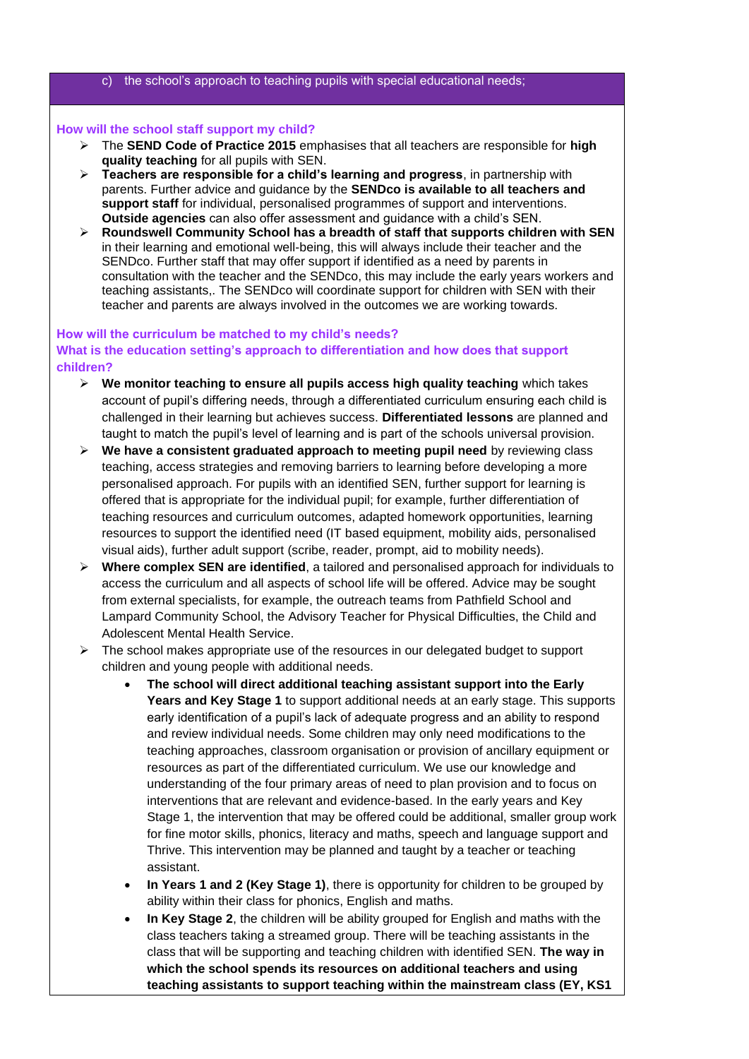c) the school's approach to teaching pupils with special educational needs;

**How will the school staff support my child?**

- The **SEND Code of Practice 2015** emphasises that all teachers are responsible for **high quality teaching** for all pupils with SEN.
- **Teachers are responsible for a child's learning and progress**, in partnership with parents. Further advice and guidance by the **SENDco is available to all teachers and support staff** for individual, personalised programmes of support and interventions. **Outside agencies** can also offer assessment and guidance with a child's SEN.
- **Roundswell Community School has a breadth of staff that supports children with SEN** in their learning and emotional well-being, this will always include their teacher and the SENDco. Further staff that may offer support if identified as a need by parents in consultation with the teacher and the SENDco, this may include the early years workers and teaching assistants,. The SENDco will coordinate support for children with SEN with their teacher and parents are always involved in the outcomes we are working towards.

**How will the curriculum be matched to my child's needs?**
**What is the education setting's approach to differentiation and how does that support children?**

- **We monitor teaching to ensure all pupils access high quality teaching** which takes account of pupil's differing needs, through a differentiated curriculum ensuring each child is challenged in their learning but achieves success. **Differentiated lessons** are planned and taught to match the pupil's level of learning and is part of the schools universal provision.
- **We have a consistent graduated approach to meeting pupil need** by reviewing class teaching, access strategies and removing barriers to learning before developing a more personalised approach. For pupils with an identified SEN, further support for learning is offered that is appropriate for the individual pupil; for example, further differentiation of teaching resources and curriculum outcomes, adapted homework opportunities, learning resources to support the identified need (IT based equipment, mobility aids, personalised visual aids), further adult support (scribe, reader, prompt, aid to mobility needs).
- **Where complex SEN are identified**, a tailored and personalised approach for individuals to access the curriculum and all aspects of school life will be offered. Advice may be sought from external specialists, for example, the outreach teams from Pathfield School and Lampard Community School, the Advisory Teacher for Physical Difficulties, the Child and Adolescent Mental Health Service.
- The school makes appropriate use of the resources in our delegated budget to support children and young people with additional needs.
  - **The school will direct additional teaching assistant support into the Early Years and Key Stage 1** to support additional needs at an early stage. This supports early identification of a pupil's lack of adequate progress and an ability to respond and review individual needs. Some children may only need modifications to the teaching approaches, classroom organisation or provision of ancillary equipment or resources as part of the differentiated curriculum. We use our knowledge and understanding of the four primary areas of need to plan provision and to focus on interventions that are relevant and evidence-based. In the early years and Key Stage 1, the intervention that may be offered could be additional, smaller group work for fine motor skills, phonics, literacy and maths, speech and language support and Thrive. This intervention may be planned and taught by a teacher or teaching assistant.
  - **In Years 1 and 2 (Key Stage 1)**, there is opportunity for children to be grouped by ability within their class for phonics, English and maths.
  - **In Key Stage 2**, the children will be ability grouped for English and maths with the class teachers taking a streamed group. There will be teaching assistants in the class that will be supporting and teaching children with identified SEN. **The way in which the school spends its resources on additional teachers and using teaching assistants to support teaching within the mainstream class (EY, KS1**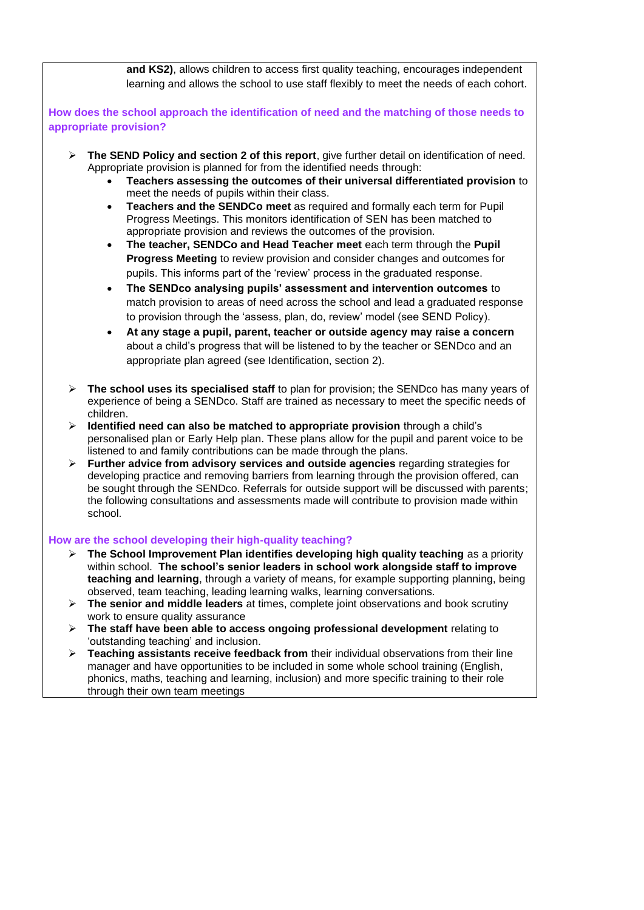**and KS2)**, allows children to access first quality teaching, encourages independent learning and allows the school to use staff flexibly to meet the needs of each cohort.

### How does the school approach the identification of need and the matching of those needs to appropriate provision?

- **The SEND Policy and section 2 of this report**, give further detail on identification of need. Appropriate provision is planned for from the identified needs through:
  - **Teachers assessing the outcomes of their universal differentiated provision** to meet the needs of pupils within their class.
  - **Teachers and the SENDCo meet** as required and formally each term for Pupil Progress Meetings. This monitors identification of SEN has been matched to appropriate provision and reviews the outcomes of the provision.
  - **The teacher, SENDCo and Head Teacher meet** each term through the **Pupil Progress Meeting** to review provision and consider changes and outcomes for pupils. This informs part of the 'review' process in the graduated response.
  - **The SENDco analysing pupils' assessment and intervention outcomes** to match provision to areas of need across the school and lead a graduated response to provision through the 'assess, plan, do, review' model (see SEND Policy).
  - **At any stage a pupil, parent, teacher or outside agency may raise a concern** about a child's progress that will be listened to by the teacher or SENDco and an appropriate plan agreed (see Identification, section 2).
- **The school uses its specialised staff** to plan for provision; the SENDco has many years of experience of being a SENDco. Staff are trained as necessary to meet the specific needs of children.
- **Identified need can also be matched to appropriate provision** through a child's personalised plan or Early Help plan. These plans allow for the pupil and parent voice to be listened to and family contributions can be made through the plans.
- **Further advice from advisory services and outside agencies** regarding strategies for developing practice and removing barriers from learning through the provision offered, can be sought through the SENDco. Referrals for outside support will be discussed with parents; the following consultations and assessments made will contribute to provision made within school.

### How are the school developing their high-quality teaching?

- **The School Improvement Plan identifies developing high quality teaching** as a priority within school. **The school's senior leaders in school work alongside staff to improve teaching and learning**, through a variety of means, for example supporting planning, being observed, team teaching, leading learning walks, learning conversations.
- **The senior and middle leaders** at times, complete joint observations and book scrutiny work to ensure quality assurance
- **The staff have been able to access ongoing professional development** relating to 'outstanding teaching' and inclusion.
- **Teaching assistants receive feedback from** their individual observations from their line manager and have opportunities to be included in some whole school training (English, phonics, maths, teaching and learning, inclusion) and more specific training to their role through their own team meetings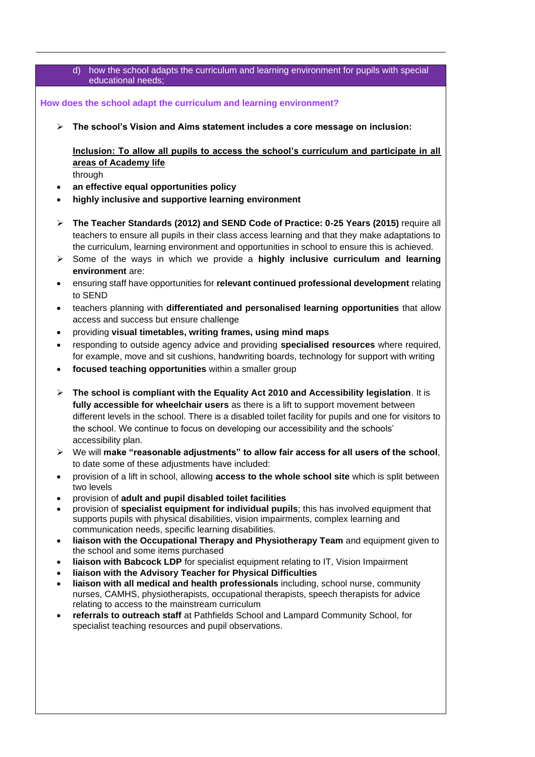d) how the school adapts the curriculum and learning environment for pupils with special educational needs;

### How does the school adapt the curriculum and learning environment?

- **The school's Vision and Aims statement includes a core message on inclusion:**

  <u>**Inclusion: To allow all pupils to access the school's curriculum and participate in all areas of Academy life**</u>
  through

- **an effective equal opportunities policy**
- **highly inclusive and supportive learning environment**

- **The Teacher Standards (2012) and SEND Code of Practice: 0-25 Years (2015)** require all teachers to ensure all pupils in their class access learning and that they make adaptations to the curriculum, learning environment and opportunities in school to ensure this is achieved.
- Some of the ways in which we provide a **highly inclusive curriculum and learning environment** are:

- ensuring staff have opportunities for **relevant continued professional development** relating to SEND
- teachers planning with **differentiated and personalised learning opportunities** that allow access and success but ensure challenge
- providing **visual timetables, writing frames, using mind maps**
- responding to outside agency advice and providing **specialised resources** where required, for example, move and sit cushions, handwriting boards, technology for support with writing
- **focused teaching opportunities** within a smaller group

- **The school is compliant with the Equality Act 2010 and Accessibility legislation**. It is **fully accessible for wheelchair users** as there is a lift to support movement between different levels in the school. There is a disabled toilet facility for pupils and one for visitors to the school. We continue to focus on developing our accessibility and the schools' accessibility plan.
- We will **make "reasonable adjustments" to allow fair access for all users of the school**, to date some of these adjustments have included:

- provision of a lift in school, allowing **access to the whole school site** which is split between two levels
- provision of **adult and pupil disabled toilet facilities**
- provision of **specialist equipment for individual pupils**; this has involved equipment that supports pupils with physical disabilities, vision impairments, complex learning and communication needs, specific learning disabilities.
- **liaison with the Occupational Therapy and Physiotherapy Team** and equipment given to the school and some items purchased
- **liaison with Babcock LDP** for specialist equipment relating to IT, Vision Impairment
- **liaison with the Advisory Teacher for Physical Difficulties**
- **liaison with all medical and health professionals** including, school nurse, community nurses, CAMHS, physiotherapists, occupational therapists, speech therapists for advice relating to access to the mainstream curriculum
- **referrals to outreach staff** at Pathfields School and Lampard Community School, for specialist teaching resources and pupil observations.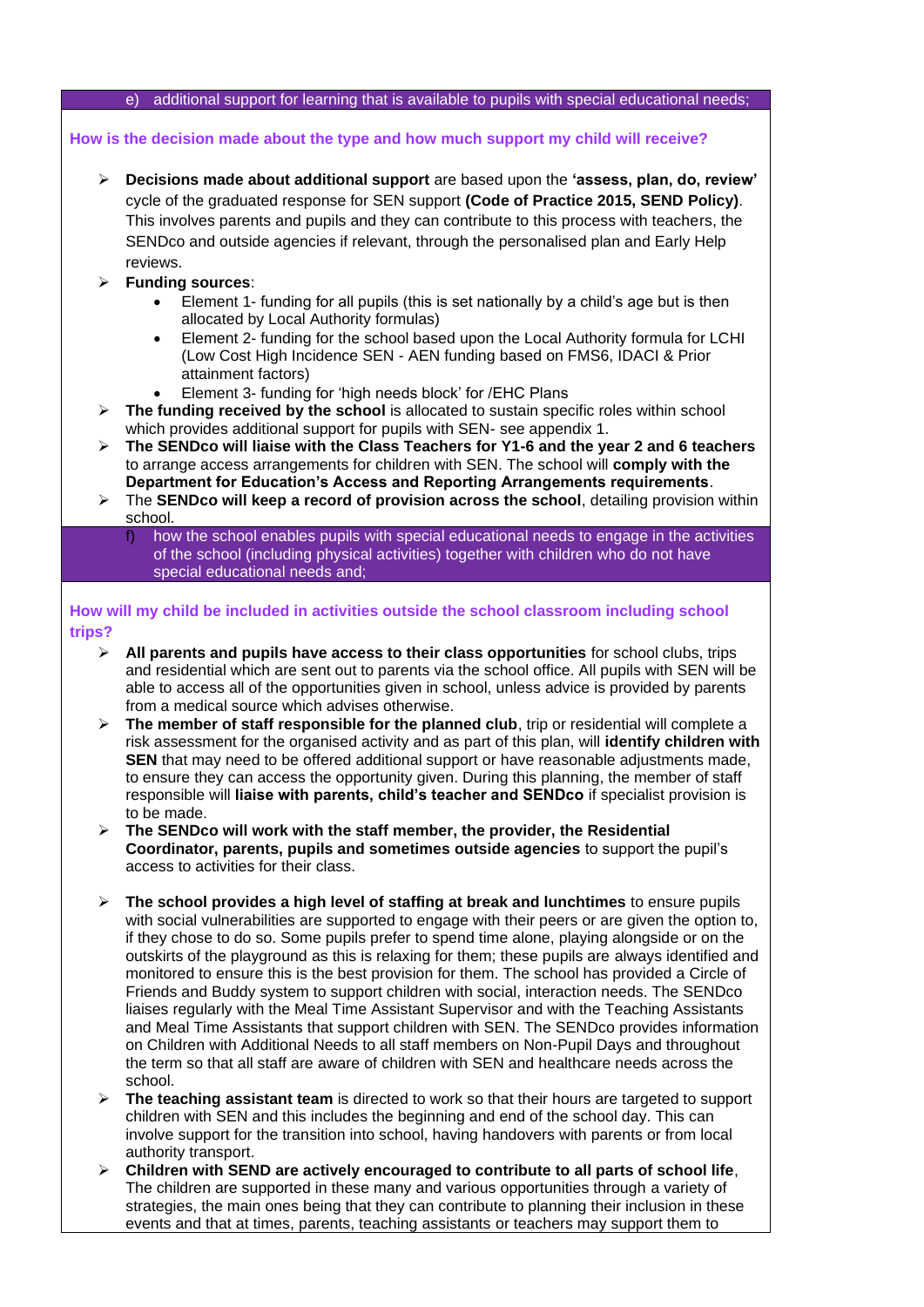e) additional support for learning that is available to pupils with special educational needs;

**How is the decision made about the type and how much support my child will receive?**

- **Decisions made about additional support** are based upon the **'assess, plan, do, review'** cycle of the graduated response for SEN support **(Code of Practice 2015, SEND Policy)**. This involves parents and pupils and they can contribute to this process with teachers, the SENDco and outside agencies if relevant, through the personalised plan and Early Help reviews.
- **Funding sources**:
  - Element 1- funding for all pupils (this is set nationally by a child's age but is then allocated by Local Authority formulas)
  - Element 2- funding for the school based upon the Local Authority formula for LCHI (Low Cost High Incidence SEN - AEN funding based on FMS6, IDACI & Prior attainment factors)
  - Element 3- funding for 'high needs block' for /EHC Plans
- **The funding received by the school** is allocated to sustain specific roles within school which provides additional support for pupils with SEN- see appendix 1.
- **The SENDco will liaise with the Class Teachers for Y1-6 and the year 2 and 6 teachers** to arrange access arrangements for children with SEN. The school will **comply with the Department for Education's Access and Reporting Arrangements requirements**.
- The **SENDco will keep a record of provision across the school**, detailing provision within school.

f) how the school enables pupils with special educational needs to engage in the activities of the school (including physical activities) together with children who do not have special educational needs and;

**How will my child be included in activities outside the school classroom including school trips?**

- **All parents and pupils have access to their class opportunities** for school clubs, trips and residential which are sent out to parents via the school office. All pupils with SEN will be able to access all of the opportunities given in school, unless advice is provided by parents from a medical source which advises otherwise.
- **The member of staff responsible for the planned club**, trip or residential will complete a risk assessment for the organised activity and as part of this plan, will **identify children with SEN** that may need to be offered additional support or have reasonable adjustments made, to ensure they can access the opportunity given. During this planning, the member of staff responsible will **liaise with parents, child's teacher and SENDco** if specialist provision is to be made.
- **The SENDco will work with the staff member, the provider, the Residential Coordinator, parents, pupils and sometimes outside agencies** to support the pupil's access to activities for their class.
- **The school provides a high level of staffing at break and lunchtimes** to ensure pupils with social vulnerabilities are supported to engage with their peers or are given the option to, if they chose to do so. Some pupils prefer to spend time alone, playing alongside or on the outskirts of the playground as this is relaxing for them; these pupils are always identified and monitored to ensure this is the best provision for them. The school has provided a Circle of Friends and Buddy system to support children with social, interaction needs. The SENDco liaises regularly with the Meal Time Assistant Supervisor and with the Teaching Assistants and Meal Time Assistants that support children with SEN. The SENDco provides information on Children with Additional Needs to all staff members on Non-Pupil Days and throughout the term so that all staff are aware of children with SEN and healthcare needs across the school.
- **The teaching assistant team** is directed to work so that their hours are targeted to support children with SEN and this includes the beginning and end of the school day. This can involve support for the transition into school, having handovers with parents or from local authority transport.
- **Children with SEND are actively encouraged to contribute to all parts of school life**, The children are supported in these many and various opportunities through a variety of strategies, the main ones being that they can contribute to planning their inclusion in these events and that at times, parents, teaching assistants or teachers may support them to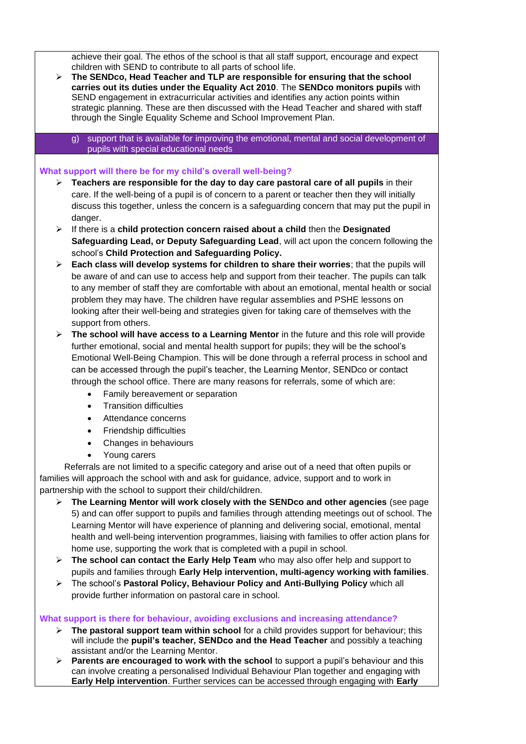achieve their goal. The ethos of the school is that all staff support, encourage and expect children with SEND to contribute to all parts of school life.

- **The SENDco, Head Teacher and TLP are responsible for ensuring that the school carries out its duties under the Equality Act 2010**. The **SENDco monitors pupils** with SEND engagement in extracurricular activities and identifies any action points within strategic planning. These are then discussed with the Head Teacher and shared with staff through the Single Equality Scheme and School Improvement Plan.

## g) support that is available for improving the emotional, mental and social development of pupils with special educational needs

### What support will there be for my child's overall well-being?

- **Teachers are responsible for the day to day care pastoral care of all pupils** in their care. If the well-being of a pupil is of concern to a parent or teacher then they will initially discuss this together, unless the concern is a safeguarding concern that may put the pupil in danger.
- If there is a **child protection concern raised about a child** then the **Designated Safeguarding Lead, or Deputy Safeguarding Lead**, will act upon the concern following the school's **Child Protection and Safeguarding Policy.**
- **Each class will develop systems for children to share their worries**; that the pupils will be aware of and can use to access help and support from their teacher. The pupils can talk to any member of staff they are comfortable with about an emotional, mental health or social problem they may have. The children have regular assemblies and PSHE lessons on looking after their well-being and strategies given for taking care of themselves with the support from others.
- **The school will have access to a Learning Mentor** in the future and this role will provide further emotional, social and mental health support for pupils; they will be the school's Emotional Well-Being Champion. This will be done through a referral process in school and can be accessed through the pupil's teacher, the Learning Mentor, SENDco or contact through the school office. There are many reasons for referrals, some of which are:
  - Family bereavement or separation
  - Transition difficulties
  - Attendance concerns
  - Friendship difficulties
  - Changes in behaviours
  - Young carers

Referrals are not limited to a specific category and arise out of a need that often pupils or families will approach the school with and ask for guidance, advice, support and to work in partnership with the school to support their child/children.

- **The Learning Mentor will work closely with the SENDco and other agencies** (see page 5) and can offer support to pupils and families through attending meetings out of school. The Learning Mentor will have experience of planning and delivering social, emotional, mental health and well-being intervention programmes, liaising with families to offer action plans for home use, supporting the work that is completed with a pupil in school.
- **The school can contact the Early Help Team** who may also offer help and support to pupils and families through **Early Help intervention, multi-agency working with families**.
- The school's **Pastoral Policy, Behaviour Policy and Anti-Bullying Policy** which all provide further information on pastoral care in school.

### What support is there for behaviour, avoiding exclusions and increasing attendance?

- **The pastoral support team within school** for a child provides support for behaviour; this will include the **pupil's teacher, SENDco and the Head Teacher** and possibly a teaching assistant and/or the Learning Mentor.
- **Parents are encouraged to work with the school** to support a pupil's behaviour and this can involve creating a personalised Individual Behaviour Plan together and engaging with **Early Help intervention**. Further services can be accessed through engaging with **Early**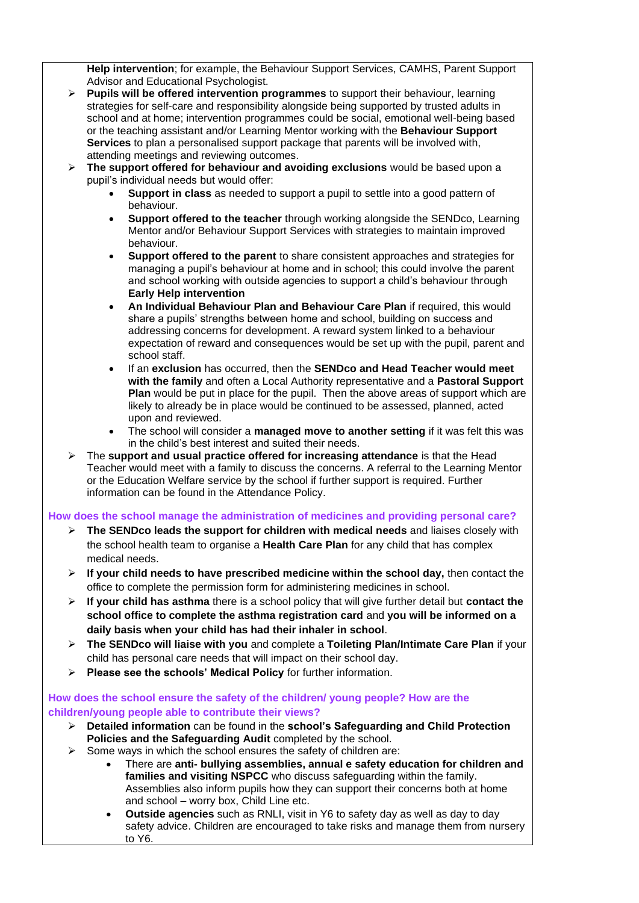**Help intervention**; for example, the Behaviour Support Services, CAMHS, Parent Support Advisor and Educational Psychologist.

- **Pupils will be offered intervention programmes** to support their behaviour, learning strategies for self-care and responsibility alongside being supported by trusted adults in school and at home; intervention programmes could be social, emotional well-being based or the teaching assistant and/or Learning Mentor working with the **Behaviour Support Services** to plan a personalised support package that parents will be involved with, attending meetings and reviewing outcomes.
- **The support offered for behaviour and avoiding exclusions** would be based upon a pupil's individual needs but would offer:
  - **Support in class** as needed to support a pupil to settle into a good pattern of behaviour.
  - **Support offered to the teacher** through working alongside the SENDco, Learning Mentor and/or Behaviour Support Services with strategies to maintain improved behaviour.
  - **Support offered to the parent** to share consistent approaches and strategies for managing a pupil's behaviour at home and in school; this could involve the parent and school working with outside agencies to support a child's behaviour through **Early Help intervention**
  - **An Individual Behaviour Plan and Behaviour Care Plan** if required, this would share a pupils' strengths between home and school, building on success and addressing concerns for development. A reward system linked to a behaviour expectation of reward and consequences would be set up with the pupil, parent and school staff.
  - If an **exclusion** has occurred, then the **SENDco and Head Teacher would meet with the family** and often a Local Authority representative and a **Pastoral Support Plan** would be put in place for the pupil. Then the above areas of support which are likely to already be in place would be continued to be assessed, planned, acted upon and reviewed.
  - The school will consider a **managed move to another setting** if it was felt this was in the child's best interest and suited their needs.
- The **support and usual practice offered for increasing attendance** is that the Head Teacher would meet with a family to discuss the concerns. A referral to the Learning Mentor or the Education Welfare service by the school if further support is required. Further information can be found in the Attendance Policy.

## How does the school manage the administration of medicines and providing personal care?

- **The SENDco leads the support for children with medical needs** and liaises closely with the school health team to organise a **Health Care Plan** for any child that has complex medical needs.
- **If your child needs to have prescribed medicine within the school day,** then contact the office to complete the permission form for administering medicines in school.
- **If your child has asthma** there is a school policy that will give further detail but **contact the school office to complete the asthma registration card** and **you will be informed on a daily basis when your child has had their inhaler in school**.
- **The SENDco will liaise with you** and complete a **Toileting Plan/Intimate Care Plan** if your child has personal care needs that will impact on their school day.
- **Please see the schools' Medical Policy** for further information.

## How does the school ensure the safety of the children/ young people? How are the children/young people able to contribute their views?

- **Detailed information** can be found in the **school's Safeguarding and Child Protection Policies and the Safeguarding Audit** completed by the school.
- Some ways in which the school ensures the safety of children are:
  - There are **anti- bullying assemblies, annual e safety education for children and families and visiting NSPCC** who discuss safeguarding within the family. Assemblies also inform pupils how they can support their concerns both at home and school – worry box, Child Line etc.
  - **Outside agencies** such as RNLI, visit in Y6 to safety day as well as day to day safety advice. Children are encouraged to take risks and manage them from nursery to Y6.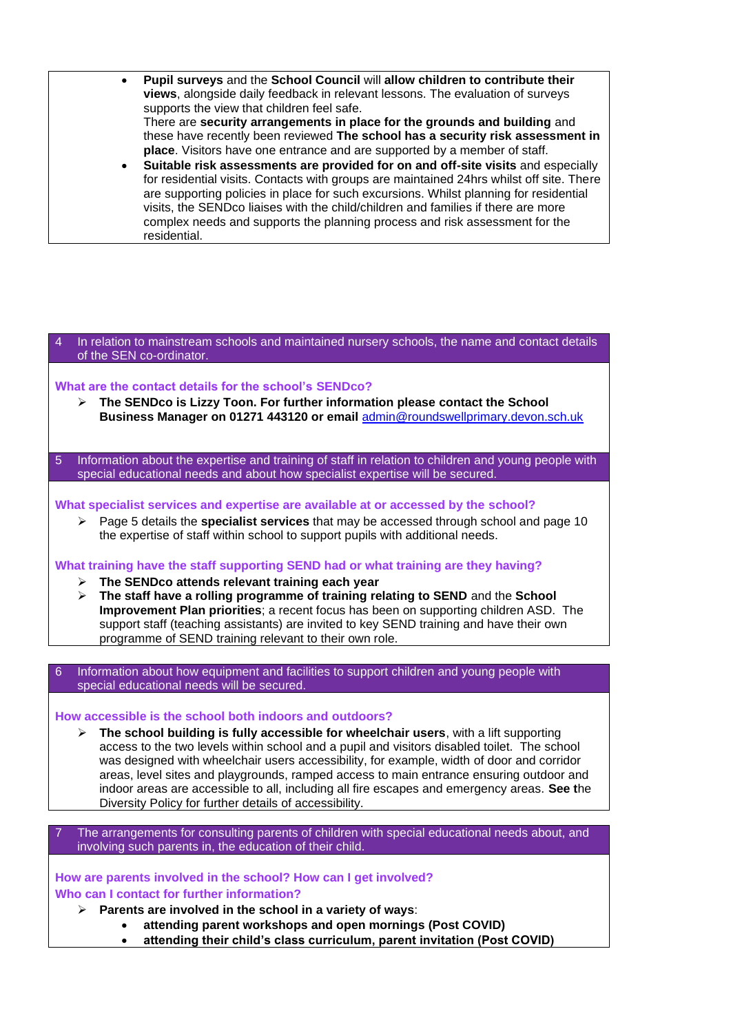- **Pupil surveys** and the **School Council** will **allow children to contribute their views**, alongside daily feedback in relevant lessons. The evaluation of surveys supports the view that children feel safe.
  There are **security arrangements in place for the grounds and building** and these have recently been reviewed **The school has a security risk assessment in place**. Visitors have one entrance and are supported by a member of staff.
- **Suitable risk assessments are provided for on and off-site visits** and especially for residential visits. Contacts with groups are maintained 24hrs whilst off site. There are supporting policies in place for such excursions. Whilst planning for residential visits, the SENDco liaises with the child/children and families if there are more complex needs and supports the planning process and risk assessment for the residential.

## 4 In relation to mainstream schools and maintained nursery schools, the name and contact details of the SEN co-ordinator.

### What are the contact details for the school's SENDco?

- **The SENDco is Lizzy Toon. For further information please contact the School Business Manager on 01271 443120 or email** admin@roundswellprimary.devon.sch.uk

## 5 Information about the expertise and training of staff in relation to children and young people with special educational needs and about how specialist expertise will be secured.

### What specialist services and expertise are available at or accessed by the school?

- Page 5 details the **specialist services** that may be accessed through school and page 10 the expertise of staff within school to support pupils with additional needs.

### What training have the staff supporting SEND had or what training are they having?

- **The SENDco attends relevant training each year**
- **The staff have a rolling programme of training relating to SEND** and the **School Improvement Plan priorities**; a recent focus has been on supporting children ASD. The support staff (teaching assistants) are invited to key SEND training and have their own programme of SEND training relevant to their own role.

## 6 Information about how equipment and facilities to support children and young people with special educational needs will be secured.

### How accessible is the school both indoors and outdoors?

- **The school building is fully accessible for wheelchair users**, with a lift supporting access to the two levels within school and a pupil and visitors disabled toilet. The school was designed with wheelchair users accessibility, for example, width of door and corridor areas, level sites and playgrounds, ramped access to main entrance ensuring outdoor and indoor areas are accessible to all, including all fire escapes and emergency areas. **See t**he Diversity Policy for further details of accessibility.

## 7 The arrangements for consulting parents of children with special educational needs about, and involving such parents in, the education of their child.

### How are parents involved in the school? How can I get involved?
### Who can I contact for further information?

- **Parents are involved in the school in a variety of ways**:
  - **attending parent workshops and open mornings (Post COVID)**
  - **attending their child's class curriculum, parent invitation (Post COVID)**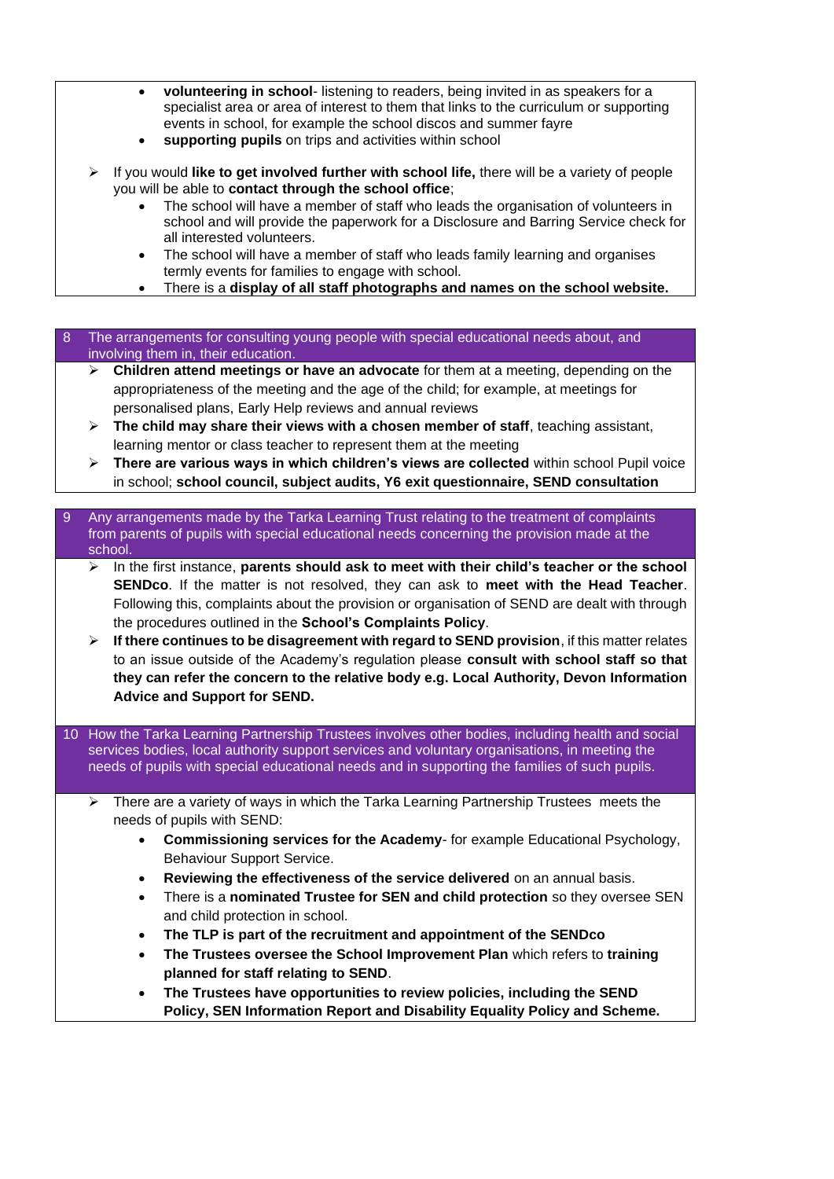- **volunteering in school**- listening to readers, being invited in as speakers for a specialist area or area of interest to them that links to the curriculum or supporting events in school, for example the school discos and summer fayre
- **supporting pupils** on trips and activities within school

- If you would **like to get involved further with school life,** there will be a variety of people you will be able to **contact through the school office**;
  - The school will have a member of staff who leads the organisation of volunteers in school and will provide the paperwork for a Disclosure and Barring Service check for all interested volunteers.
  - The school will have a member of staff who leads family learning and organises termly events for families to engage with school.
  - There is a **display of all staff photographs and names on the school website.**

## 8 The arrangements for consulting young people with special educational needs about, and involving them in, their education.

- **Children attend meetings or have an advocate** for them at a meeting, depending on the appropriateness of the meeting and the age of the child; for example, at meetings for personalised plans, Early Help reviews and annual reviews
- **The child may share their views with a chosen member of staff**, teaching assistant, learning mentor or class teacher to represent them at the meeting
- **There are various ways in which children's views are collected** within school Pupil voice in school; **school council, subject audits, Y6 exit questionnaire, SEND consultation**

## 9 Any arrangements made by the Tarka Learning Trust relating to the treatment of complaints from parents of pupils with special educational needs concerning the provision made at the school.

- In the first instance, **parents should ask to meet with their child's teacher or the school SENDco**. If the matter is not resolved, they can ask to **meet with the Head Teacher**. Following this, complaints about the provision or organisation of SEND are dealt with through the procedures outlined in the **School's Complaints Policy**.
- **If there continues to be disagreement with regard to SEND provision**, if this matter relates to an issue outside of the Academy's regulation please **consult with school staff so that they can refer the concern to the relative body e.g. Local Authority, Devon Information Advice and Support for SEND.**

## 10 How the Tarka Learning Partnership Trustees involves other bodies, including health and social services bodies, local authority support services and voluntary organisations, in meeting the needs of pupils with special educational needs and in supporting the families of such pupils.

- There are a variety of ways in which the Tarka Learning Partnership Trustees meets the needs of pupils with SEND:
  - **Commissioning services for the Academy**- for example Educational Psychology, Behaviour Support Service.
  - **Reviewing the effectiveness of the service delivered** on an annual basis.
  - There is a **nominated Trustee for SEN and child protection** so they oversee SEN and child protection in school.
  - **The TLP is part of the recruitment and appointment of the SENDco**
  - **The Trustees oversee the School Improvement Plan** which refers to **training planned for staff relating to SEND**.
  - **The Trustees have opportunities to review policies, including the SEND Policy, SEN Information Report and Disability Equality Policy and Scheme.**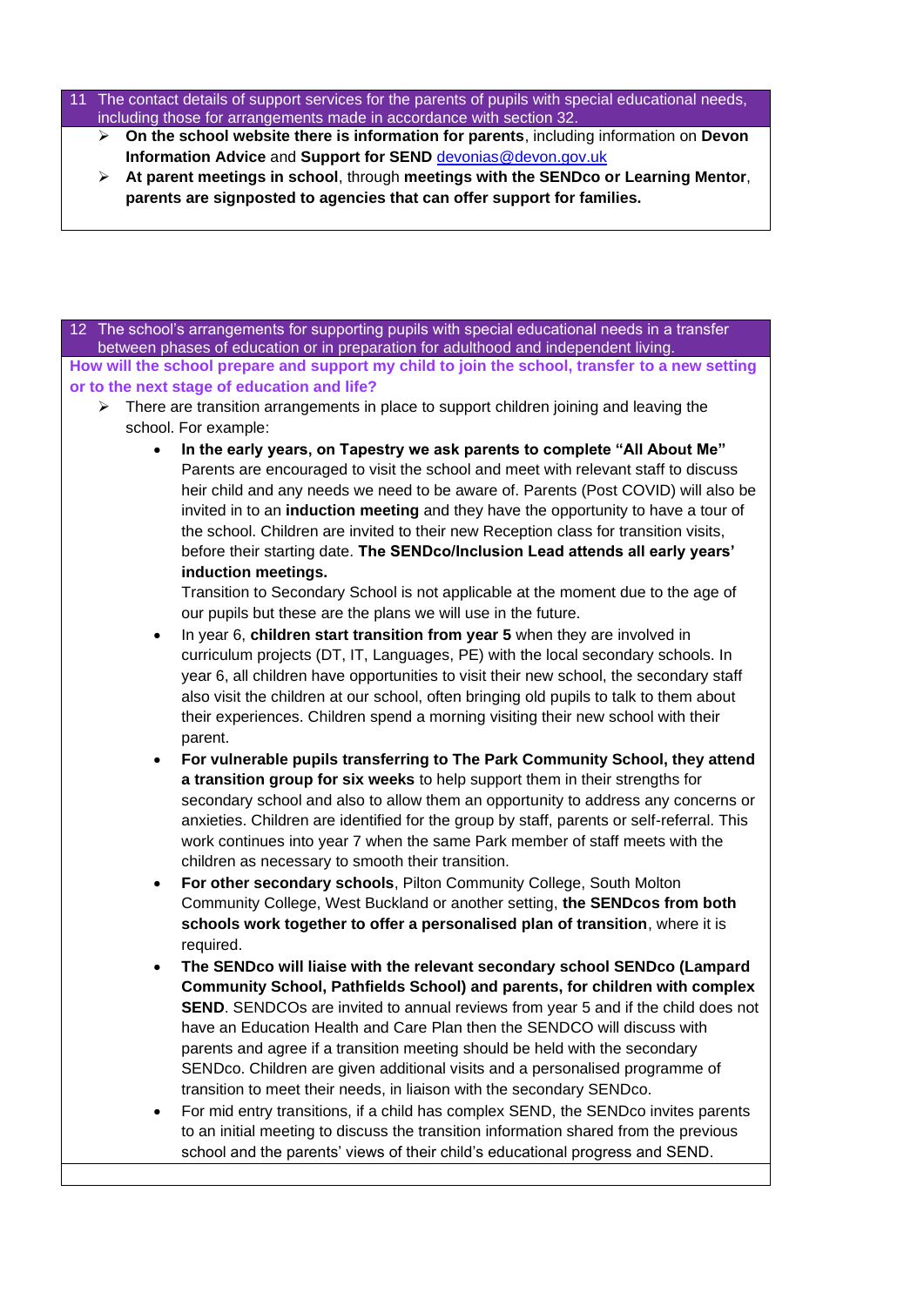## 11 The contact details of support services for the parents of pupils with special educational needs, including those for arrangements made in accordance with section 32.

- **On the school website there is information for parents**, including information on **Devon Information Advice** and **Support for SEND** devonias@devon.gov.uk
- **At parent meetings in school**, through **meetings with the SENDco or Learning Mentor**, **parents are signposted to agencies that can offer support for families.**

## 12 The school's arrangements for supporting pupils with special educational needs in a transfer between phases of education or in preparation for adulthood and independent living.

**How will the school prepare and support my child to join the school, transfer to a new setting or to the next stage of education and life?**

- There are transition arrangements in place to support children joining and leaving the school. For example:
  - **In the early years, on Tapestry we ask parents to complete "All About Me"** Parents are encouraged to visit the school and meet with relevant staff to discuss heir child and any needs we need to be aware of. Parents (Post COVID) will also be invited in to an **induction meeting** and they have the opportunity to have a tour of the school. Children are invited to their new Reception class for transition visits, before their starting date. **The SENDco/Inclusion Lead attends all early years' induction meetings.**

    Transition to Secondary School is not applicable at the moment due to the age of our pupils but these are the plans we will use in the future.
  - In year 6, **children start transition from year 5** when they are involved in curriculum projects (DT, IT, Languages, PE) with the local secondary schools. In year 6, all children have opportunities to visit their new school, the secondary staff also visit the children at our school, often bringing old pupils to talk to them about their experiences. Children spend a morning visiting their new school with their parent.
  - **For vulnerable pupils transferring to The Park Community School, they attend a transition group for six weeks** to help support them in their strengths for secondary school and also to allow them an opportunity to address any concerns or anxieties. Children are identified for the group by staff, parents or self-referral. This work continues into year 7 when the same Park member of staff meets with the children as necessary to smooth their transition.
  - **For other secondary schools**, Pilton Community College, South Molton Community College, West Buckland or another setting, **the SENDcos from both schools work together to offer a personalised plan of transition**, where it is required.
  - **The SENDco will liaise with the relevant secondary school SENDco (Lampard Community School, Pathfields School) and parents, for children with complex SEND**. SENDCOs are invited to annual reviews from year 5 and if the child does not have an Education Health and Care Plan then the SENDCO will discuss with parents and agree if a transition meeting should be held with the secondary SENDco. Children are given additional visits and a personalised programme of transition to meet their needs, in liaison with the secondary SENDco.
  - For mid entry transitions, if a child has complex SEND, the SENDco invites parents to an initial meeting to discuss the transition information shared from the previous school and the parents' views of their child's educational progress and SEND.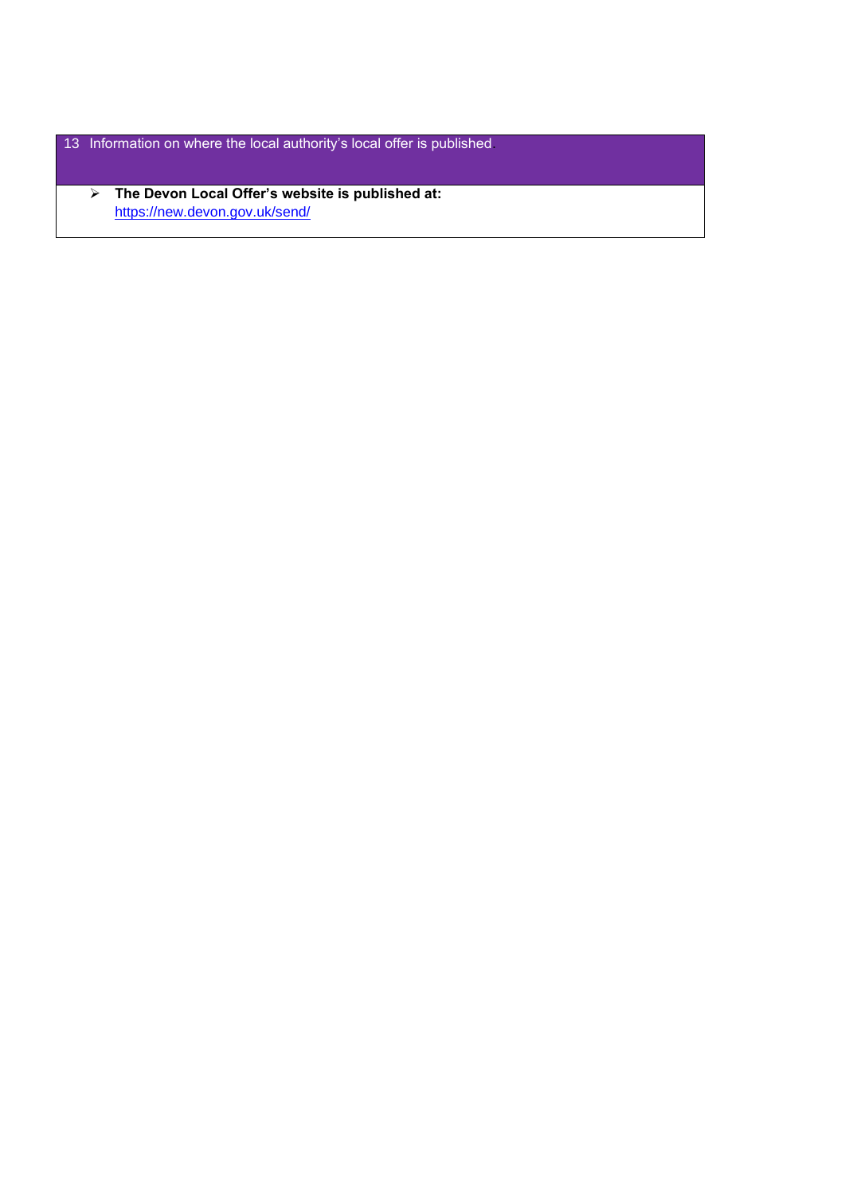| 13 Information on where the local authority's local offer is published. |
| --- |
| - **The Devon Local Offer's website is published at:** https://new.devon.gov.uk/send/ |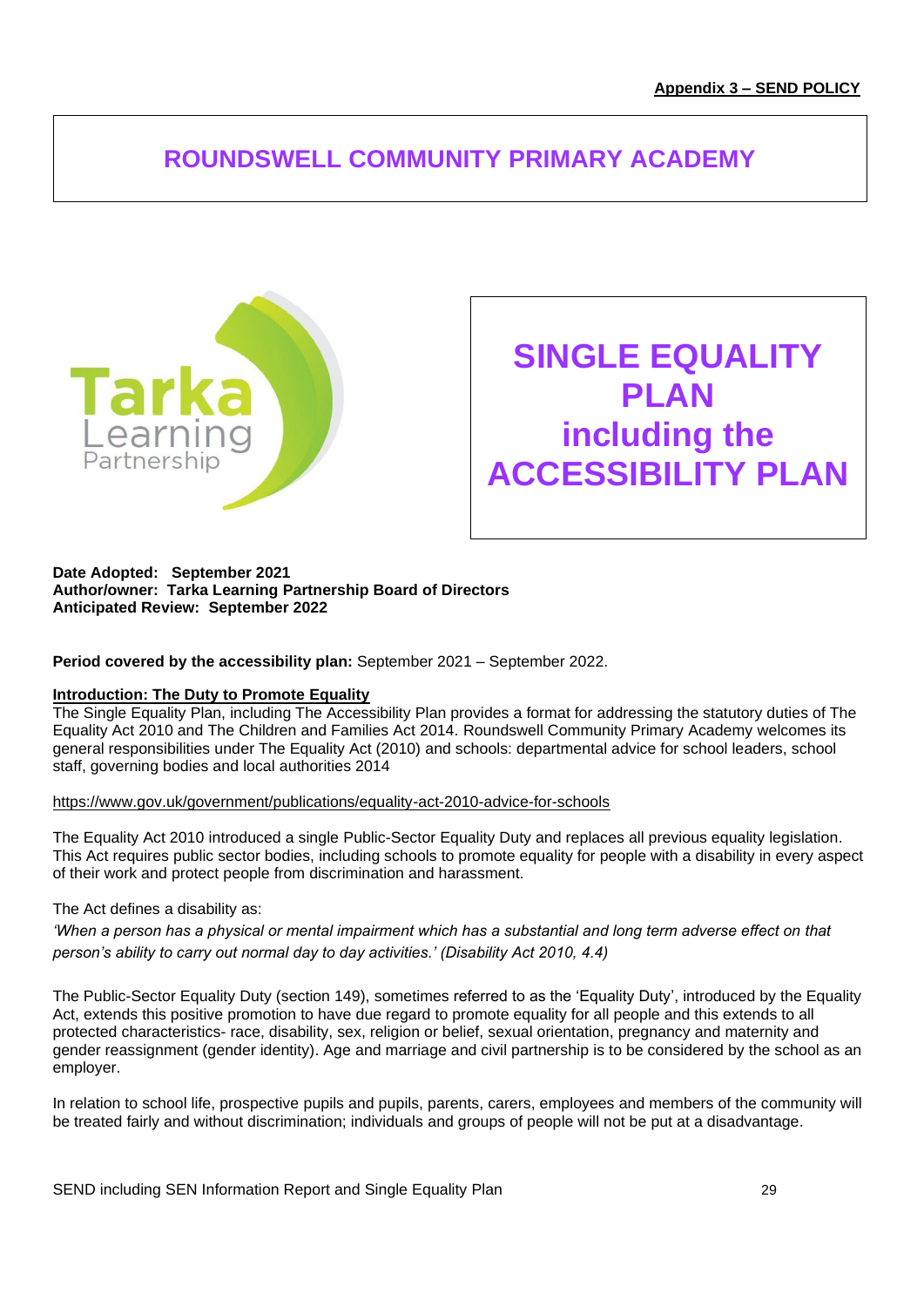**Appendix 3 – SEND POLICY**

# ROUNDSWELL COMMUNITY PRIMARY ACADEMY

Tarka Learning Partnership

# SINGLE EQUALITY PLAN including the ACCESSIBILITY PLAN

**Date Adopted: September 2021**
**Author/owner: Tarka Learning Partnership Board of Directors**
**Anticipated Review: September 2022**

**Period covered by the accessibility plan:** September 2021 – September 2022.

## Introduction: The Duty to Promote Equality

The Single Equality Plan, including The Accessibility Plan provides a format for addressing the statutory duties of The Equality Act 2010 and The Children and Families Act 2014. Roundswell Community Primary Academy welcomes its general responsibilities under The Equality Act (2010) and schools: departmental advice for school leaders, school staff, governing bodies and local authorities 2014

https://www.gov.uk/government/publications/equality-act-2010-advice-for-schools

The Equality Act 2010 introduced a single Public-Sector Equality Duty and replaces all previous equality legislation. This Act requires public sector bodies, including schools to promote equality for people with a disability in every aspect of their work and protect people from discrimination and harassment.

The Act defines a disability as:

*'When a person has a physical or mental impairment which has a substantial and long term adverse effect on that person's ability to carry out normal day to day activities.' (Disability Act 2010, 4.4)*

The Public-Sector Equality Duty (section 149), sometimes referred to as the 'Equality Duty', introduced by the Equality Act, extends this positive promotion to have due regard to promote equality for all people and this extends to all protected characteristics- race, disability, sex, religion or belief, sexual orientation, pregnancy and maternity and gender reassignment (gender identity). Age and marriage and civil partnership is to be considered by the school as an employer.

In relation to school life, prospective pupils and pupils, parents, carers, employees and members of the community will be treated fairly and without discrimination; individuals and groups of people will not be put at a disadvantage.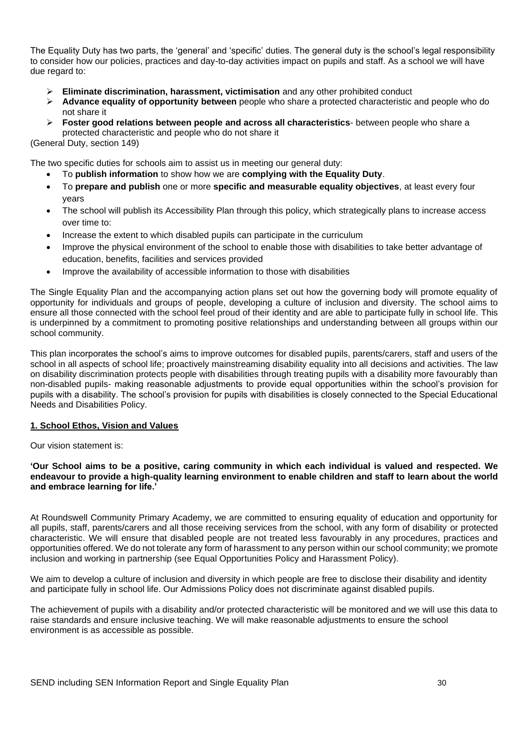The Equality Duty has two parts, the 'general' and 'specific' duties. The general duty is the school's legal responsibility to consider how our policies, practices and day-to-day activities impact on pupils and staff. As a school we will have due regard to:

- **Eliminate discrimination, harassment, victimisation** and any other prohibited conduct
- **Advance equality of opportunity between** people who share a protected characteristic and people who do not share it
- **Foster good relations between people and across all characteristics**- between people who share a protected characteristic and people who do not share it

(General Duty, section 149)

The two specific duties for schools aim to assist us in meeting our general duty:

- To **publish information** to show how we are **complying with the Equality Duty**.
- To **prepare and publish** one or more **specific and measurable equality objectives**, at least every four years
- The school will publish its Accessibility Plan through this policy, which strategically plans to increase access over time to:
- Increase the extent to which disabled pupils can participate in the curriculum
- Improve the physical environment of the school to enable those with disabilities to take better advantage of education, benefits, facilities and services provided
- Improve the availability of accessible information to those with disabilities

The Single Equality Plan and the accompanying action plans set out how the governing body will promote equality of opportunity for individuals and groups of people, developing a culture of inclusion and diversity. The school aims to ensure all those connected with the school feel proud of their identity and are able to participate fully in school life. This is underpinned by a commitment to promoting positive relationships and understanding between all groups within our school community.

This plan incorporates the school's aims to improve outcomes for disabled pupils, parents/carers, staff and users of the school in all aspects of school life; proactively mainstreaming disability equality into all decisions and activities. The law on disability discrimination protects people with disabilities through treating pupils with a disability more favourably than non-disabled pupils- making reasonable adjustments to provide equal opportunities within the school's provision for pupils with a disability. The school's provision for pupils with disabilities is closely connected to the Special Educational Needs and Disabilities Policy.

## 1. School Ethos, Vision and Values

Our vision statement is:

**'Our School aims to be a positive, caring community in which each individual is valued and respected. We endeavour to provide a high-quality learning environment to enable children and staff to learn about the world and embrace learning for life.'**

At Roundswell Community Primary Academy, we are committed to ensuring equality of education and opportunity for all pupils, staff, parents/carers and all those receiving services from the school, with any form of disability or protected characteristic. We will ensure that disabled people are not treated less favourably in any procedures, practices and opportunities offered. We do not tolerate any form of harassment to any person within our school community; we promote inclusion and working in partnership (see Equal Opportunities Policy and Harassment Policy).

We aim to develop a culture of inclusion and diversity in which people are free to disclose their disability and identity and participate fully in school life. Our Admissions Policy does not discriminate against disabled pupils.

The achievement of pupils with a disability and/or protected characteristic will be monitored and we will use this data to raise standards and ensure inclusive teaching. We will make reasonable adjustments to ensure the school environment is as accessible as possible.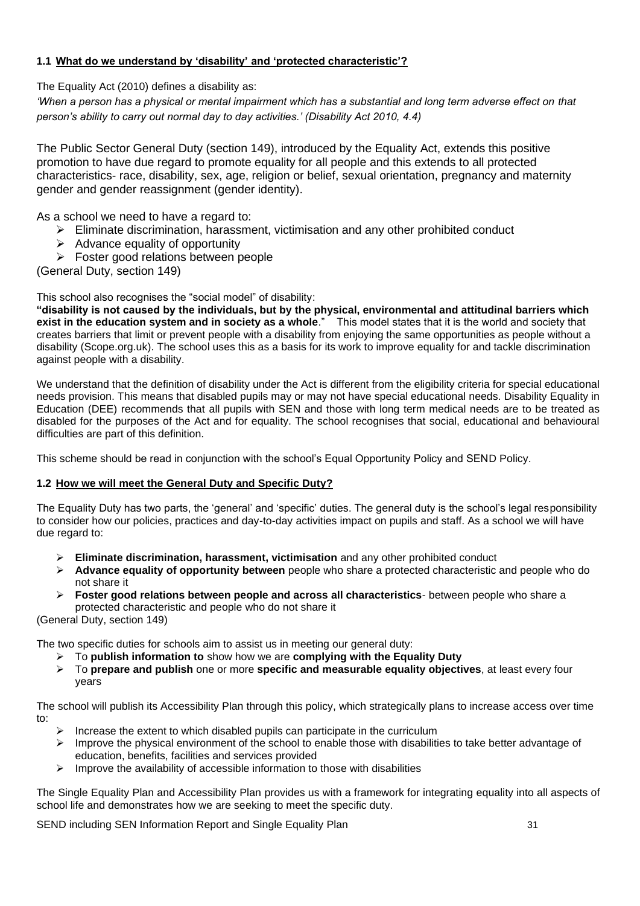### 1.1 What do we understand by 'disability' and 'protected characteristic'?

The Equality Act (2010) defines a disability as:

*'When a person has a physical or mental impairment which has a substantial and long term adverse effect on that person's ability to carry out normal day to day activities.' (Disability Act 2010, 4.4)*

The Public Sector General Duty (section 149), introduced by the Equality Act, extends this positive promotion to have due regard to promote equality for all people and this extends to all protected characteristics- race, disability, sex, age, religion or belief, sexual orientation, pregnancy and maternity gender and gender reassignment (gender identity).

As a school we need to have a regard to:

- Eliminate discrimination, harassment, victimisation and any other prohibited conduct
- Advance equality of opportunity
- Foster good relations between people

(General Duty, section 149)

This school also recognises the "social model" of disability:
**"disability is not caused by the individuals, but by the physical, environmental and attitudinal barriers which exist in the education system and in society as a whole**." This model states that it is the world and society that creates barriers that limit or prevent people with a disability from enjoying the same opportunities as people without a disability (Scope.org.uk). The school uses this as a basis for its work to improve equality for and tackle discrimination against people with a disability.

We understand that the definition of disability under the Act is different from the eligibility criteria for special educational needs provision. This means that disabled pupils may or may not have special educational needs. Disability Equality in Education (DEE) recommends that all pupils with SEN and those with long term medical needs are to be treated as disabled for the purposes of the Act and for equality. The school recognises that social, educational and behavioural difficulties are part of this definition.

This scheme should be read in conjunction with the school's Equal Opportunity Policy and SEND Policy.

### 1.2 How we will meet the General Duty and Specific Duty?

The Equality Duty has two parts, the 'general' and 'specific' duties. The general duty is the school's legal responsibility to consider how our policies, practices and day-to-day activities impact on pupils and staff. As a school we will have due regard to:

- **Eliminate discrimination, harassment, victimisation** and any other prohibited conduct
- **Advance equality of opportunity between** people who share a protected characteristic and people who do not share it
- **Foster good relations between people and across all characteristics**- between people who share a protected characteristic and people who do not share it

(General Duty, section 149)

The two specific duties for schools aim to assist us in meeting our general duty:

- To **publish information to** show how we are **complying with the Equality Duty**
- To **prepare and publish** one or more **specific and measurable equality objectives**, at least every four years

The school will publish its Accessibility Plan through this policy, which strategically plans to increase access over time to:

- Increase the extent to which disabled pupils can participate in the curriculum
- Improve the physical environment of the school to enable those with disabilities to take better advantage of education, benefits, facilities and services provided
- Improve the availability of accessible information to those with disabilities

The Single Equality Plan and Accessibility Plan provides us with a framework for integrating equality into all aspects of school life and demonstrates how we are seeking to meet the specific duty.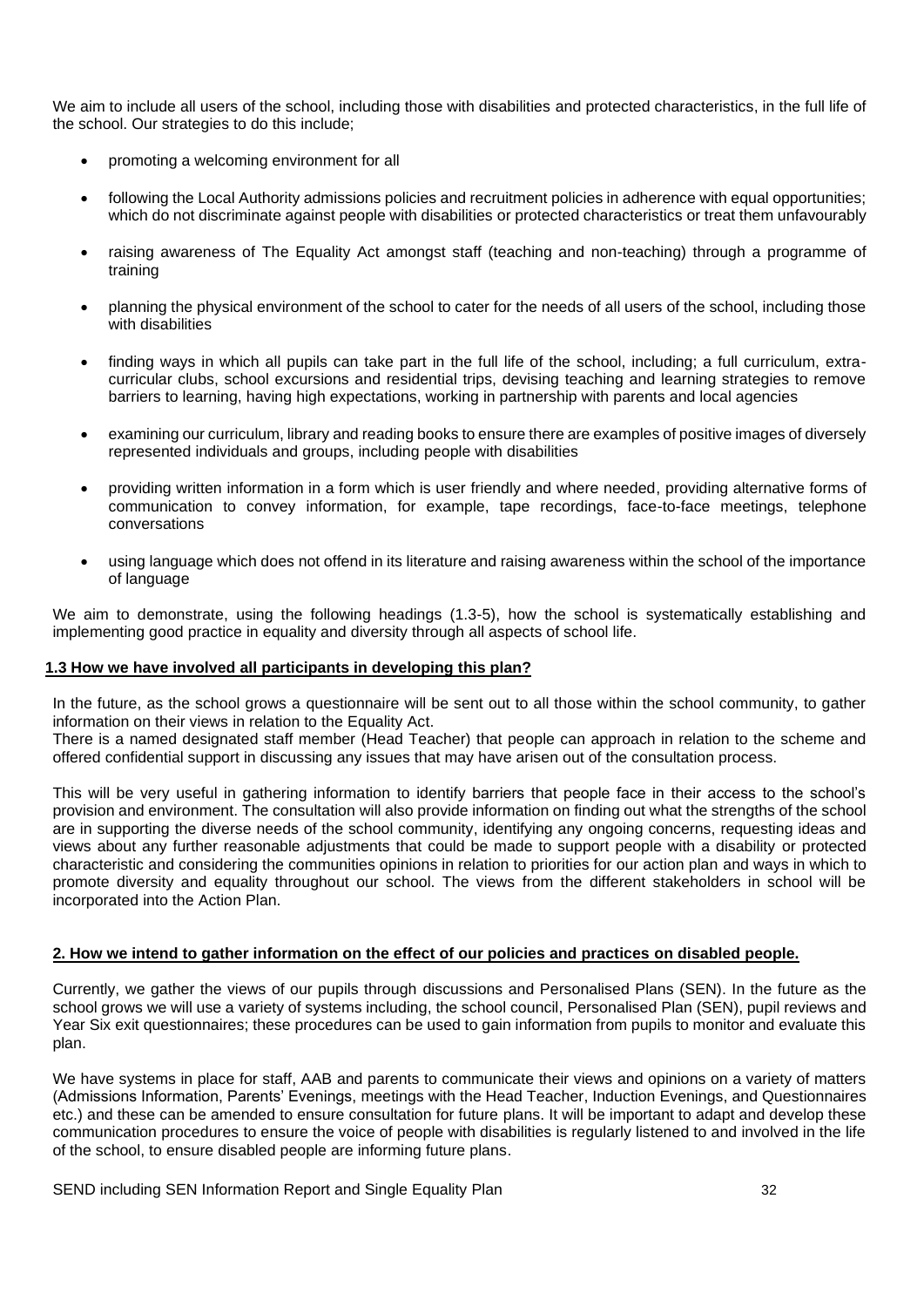We aim to include all users of the school, including those with disabilities and protected characteristics, in the full life of the school. Our strategies to do this include;

- promoting a welcoming environment for all
- following the Local Authority admissions policies and recruitment policies in adherence with equal opportunities; which do not discriminate against people with disabilities or protected characteristics or treat them unfavourably
- raising awareness of The Equality Act amongst staff (teaching and non-teaching) through a programme of training
- planning the physical environment of the school to cater for the needs of all users of the school, including those with disabilities
- finding ways in which all pupils can take part in the full life of the school, including; a full curriculum, extra-curricular clubs, school excursions and residential trips, devising teaching and learning strategies to remove barriers to learning, having high expectations, working in partnership with parents and local agencies
- examining our curriculum, library and reading books to ensure there are examples of positive images of diversely represented individuals and groups, including people with disabilities
- providing written information in a form which is user friendly and where needed, providing alternative forms of communication to convey information, for example, tape recordings, face-to-face meetings, telephone conversations
- using language which does not offend in its literature and raising awareness within the school of the importance of language

We aim to demonstrate, using the following headings (1.3-5), how the school is systematically establishing and implementing good practice in equality and diversity through all aspects of school life.

### 1.3 How we have involved all participants in developing this plan?

In the future, as the school grows a questionnaire will be sent out to all those within the school community, to gather information on their views in relation to the Equality Act.
There is a named designated staff member (Head Teacher) that people can approach in relation to the scheme and offered confidential support in discussing any issues that may have arisen out of the consultation process.

This will be very useful in gathering information to identify barriers that people face in their access to the school's provision and environment. The consultation will also provide information on finding out what the strengths of the school are in supporting the diverse needs of the school community, identifying any ongoing concerns, requesting ideas and views about any further reasonable adjustments that could be made to support people with a disability or protected characteristic and considering the communities opinions in relation to priorities for our action plan and ways in which to promote diversity and equality throughout our school. The views from the different stakeholders in school will be incorporated into the Action Plan.

## 2. How we intend to gather information on the effect of our policies and practices on disabled people.

Currently, we gather the views of our pupils through discussions and Personalised Plans (SEN). In the future as the school grows we will use a variety of systems including, the school council, Personalised Plan (SEN), pupil reviews and Year Six exit questionnaires; these procedures can be used to gain information from pupils to monitor and evaluate this plan.

We have systems in place for staff, AAB and parents to communicate their views and opinions on a variety of matters (Admissions Information, Parents' Evenings, meetings with the Head Teacher, Induction Evenings, and Questionnaires etc.) and these can be amended to ensure consultation for future plans. It will be important to adapt and develop these communication procedures to ensure the voice of people with disabilities is regularly listened to and involved in the life of the school, to ensure disabled people are informing future plans.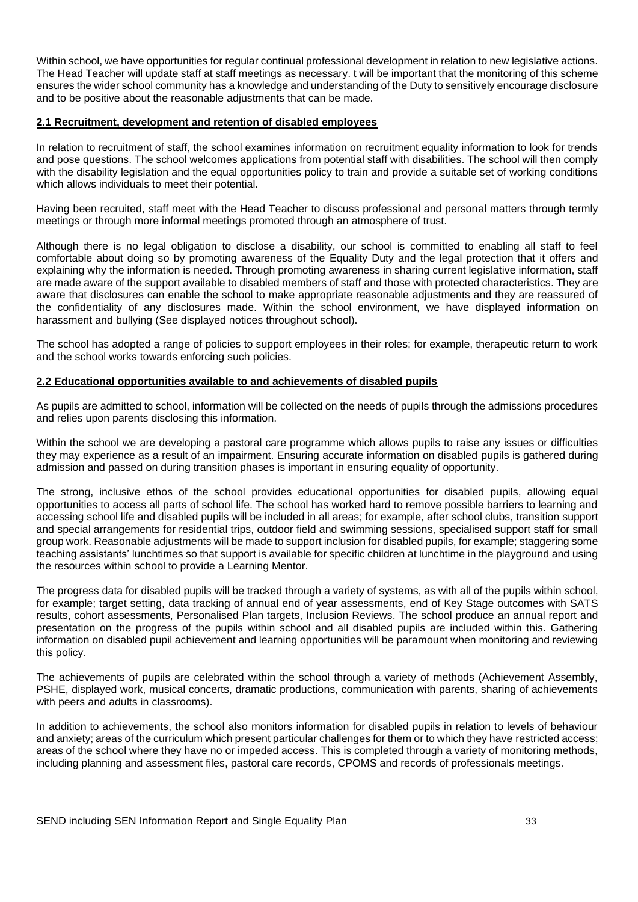Within school, we have opportunities for regular continual professional development in relation to new legislative actions. The Head Teacher will update staff at staff meetings as necessary. t will be important that the monitoring of this scheme ensures the wider school community has a knowledge and understanding of the Duty to sensitively encourage disclosure and to be positive about the reasonable adjustments that can be made.

**2.1 Recruitment, development and retention of disabled employees**

In relation to recruitment of staff, the school examines information on recruitment equality information to look for trends and pose questions. The school welcomes applications from potential staff with disabilities. The school will then comply with the disability legislation and the equal opportunities policy to train and provide a suitable set of working conditions which allows individuals to meet their potential.

Having been recruited, staff meet with the Head Teacher to discuss professional and personal matters through termly meetings or through more informal meetings promoted through an atmosphere of trust.

Although there is no legal obligation to disclose a disability, our school is committed to enabling all staff to feel comfortable about doing so by promoting awareness of the Equality Duty and the legal protection that it offers and explaining why the information is needed. Through promoting awareness in sharing current legislative information, staff are made aware of the support available to disabled members of staff and those with protected characteristics. They are aware that disclosures can enable the school to make appropriate reasonable adjustments and they are reassured of the confidentiality of any disclosures made. Within the school environment, we have displayed information on harassment and bullying (See displayed notices throughout school).

The school has adopted a range of policies to support employees in their roles; for example, therapeutic return to work and the school works towards enforcing such policies.

**2.2 Educational opportunities available to and achievements of disabled pupils**

As pupils are admitted to school, information will be collected on the needs of pupils through the admissions procedures and relies upon parents disclosing this information.

Within the school we are developing a pastoral care programme which allows pupils to raise any issues or difficulties they may experience as a result of an impairment. Ensuring accurate information on disabled pupils is gathered during admission and passed on during transition phases is important in ensuring equality of opportunity.

The strong, inclusive ethos of the school provides educational opportunities for disabled pupils, allowing equal opportunities to access all parts of school life. The school has worked hard to remove possible barriers to learning and accessing school life and disabled pupils will be included in all areas; for example, after school clubs, transition support and special arrangements for residential trips, outdoor field and swimming sessions, specialised support staff for small group work. Reasonable adjustments will be made to support inclusion for disabled pupils, for example; staggering some teaching assistants' lunchtimes so that support is available for specific children at lunchtime in the playground and using the resources within school to provide a Learning Mentor.

The progress data for disabled pupils will be tracked through a variety of systems, as with all of the pupils within school, for example; target setting, data tracking of annual end of year assessments, end of Key Stage outcomes with SATS results, cohort assessments, Personalised Plan targets, Inclusion Reviews. The school produce an annual report and presentation on the progress of the pupils within school and all disabled pupils are included within this. Gathering information on disabled pupil achievement and learning opportunities will be paramount when monitoring and reviewing this policy.

The achievements of pupils are celebrated within the school through a variety of methods (Achievement Assembly, PSHE, displayed work, musical concerts, dramatic productions, communication with parents, sharing of achievements with peers and adults in classrooms).

In addition to achievements, the school also monitors information for disabled pupils in relation to levels of behaviour and anxiety; areas of the curriculum which present particular challenges for them or to which they have restricted access; areas of the school where they have no or impeded access. This is completed through a variety of monitoring methods, including planning and assessment files, pastoral care records, CPOMS and records of professionals meetings.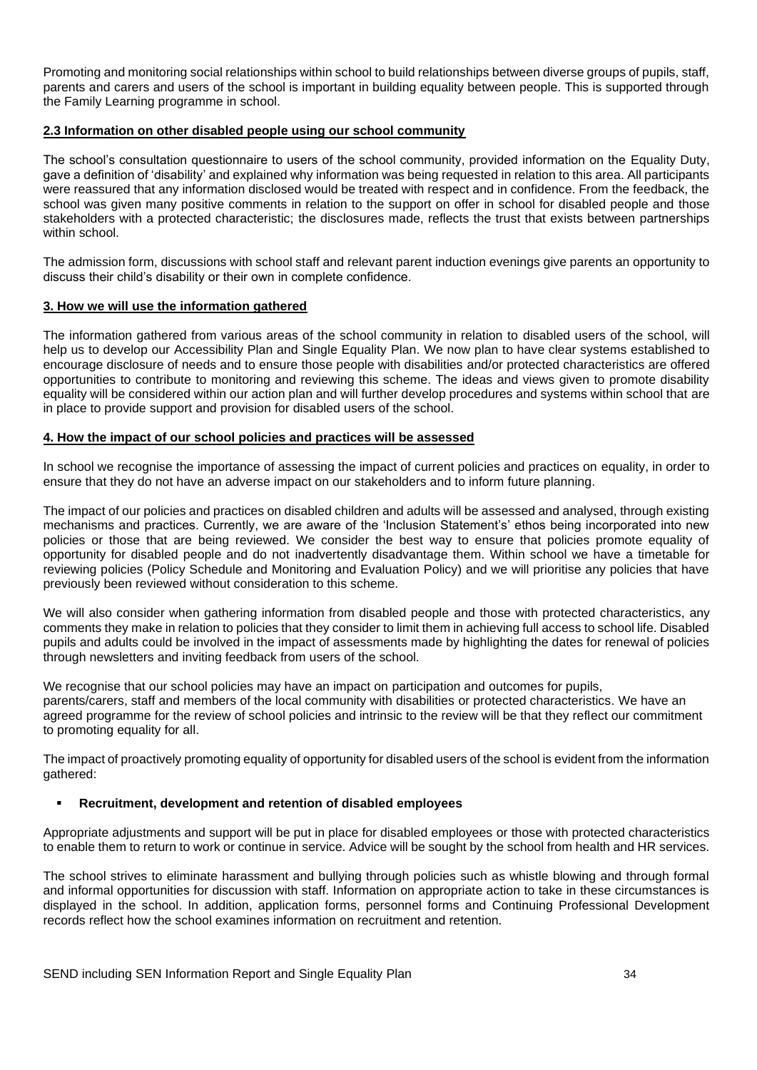Promoting and monitoring social relationships within school to build relationships between diverse groups of pupils, staff, parents and carers and users of the school is important in building equality between people. This is supported through the Family Learning programme in school.

### 2.3 Information on other disabled people using our school community

The school's consultation questionnaire to users of the school community, provided information on the Equality Duty, gave a definition of 'disability' and explained why information was being requested in relation to this area. All participants were reassured that any information disclosed would be treated with respect and in confidence. From the feedback, the school was given many positive comments in relation to the support on offer in school for disabled people and those stakeholders with a protected characteristic; the disclosures made, reflects the trust that exists between partnerships within school.

The admission form, discussions with school staff and relevant parent induction evenings give parents an opportunity to discuss their child's disability or their own in complete confidence.

## 3. How we will use the information gathered

The information gathered from various areas of the school community in relation to disabled users of the school, will help us to develop our Accessibility Plan and Single Equality Plan. We now plan to have clear systems established to encourage disclosure of needs and to ensure those people with disabilities and/or protected characteristics are offered opportunities to contribute to monitoring and reviewing this scheme. The ideas and views given to promote disability equality will be considered within our action plan and will further develop procedures and systems within school that are in place to provide support and provision for disabled users of the school.

## 4. How the impact of our school policies and practices will be assessed

In school we recognise the importance of assessing the impact of current policies and practices on equality, in order to ensure that they do not have an adverse impact on our stakeholders and to inform future planning.

The impact of our policies and practices on disabled children and adults will be assessed and analysed, through existing mechanisms and practices. Currently, we are aware of the 'Inclusion Statement's' ethos being incorporated into new policies or those that are being reviewed. We consider the best way to ensure that policies promote equality of opportunity for disabled people and do not inadvertently disadvantage them. Within school we have a timetable for reviewing policies (Policy Schedule and Monitoring and Evaluation Policy) and we will prioritise any policies that have previously been reviewed without consideration to this scheme.

We will also consider when gathering information from disabled people and those with protected characteristics, any comments they make in relation to policies that they consider to limit them in achieving full access to school life. Disabled pupils and adults could be involved in the impact of assessments made by highlighting the dates for renewal of policies through newsletters and inviting feedback from users of the school.

We recognise that our school policies may have an impact on participation and outcomes for pupils, parents/carers, staff and members of the local community with disabilities or protected characteristics. We have an agreed programme for the review of school policies and intrinsic to the review will be that they reflect our commitment to promoting equality for all.

The impact of proactively promoting equality of opportunity for disabled users of the school is evident from the information gathered:

- **Recruitment, development and retention of disabled employees**

Appropriate adjustments and support will be put in place for disabled employees or those with protected characteristics to enable them to return to work or continue in service. Advice will be sought by the school from health and HR services.

The school strives to eliminate harassment and bullying through policies such as whistle blowing and through formal and informal opportunities for discussion with staff. Information on appropriate action to take in these circumstances is displayed in the school. In addition, application forms, personnel forms and Continuing Professional Development records reflect how the school examines information on recruitment and retention.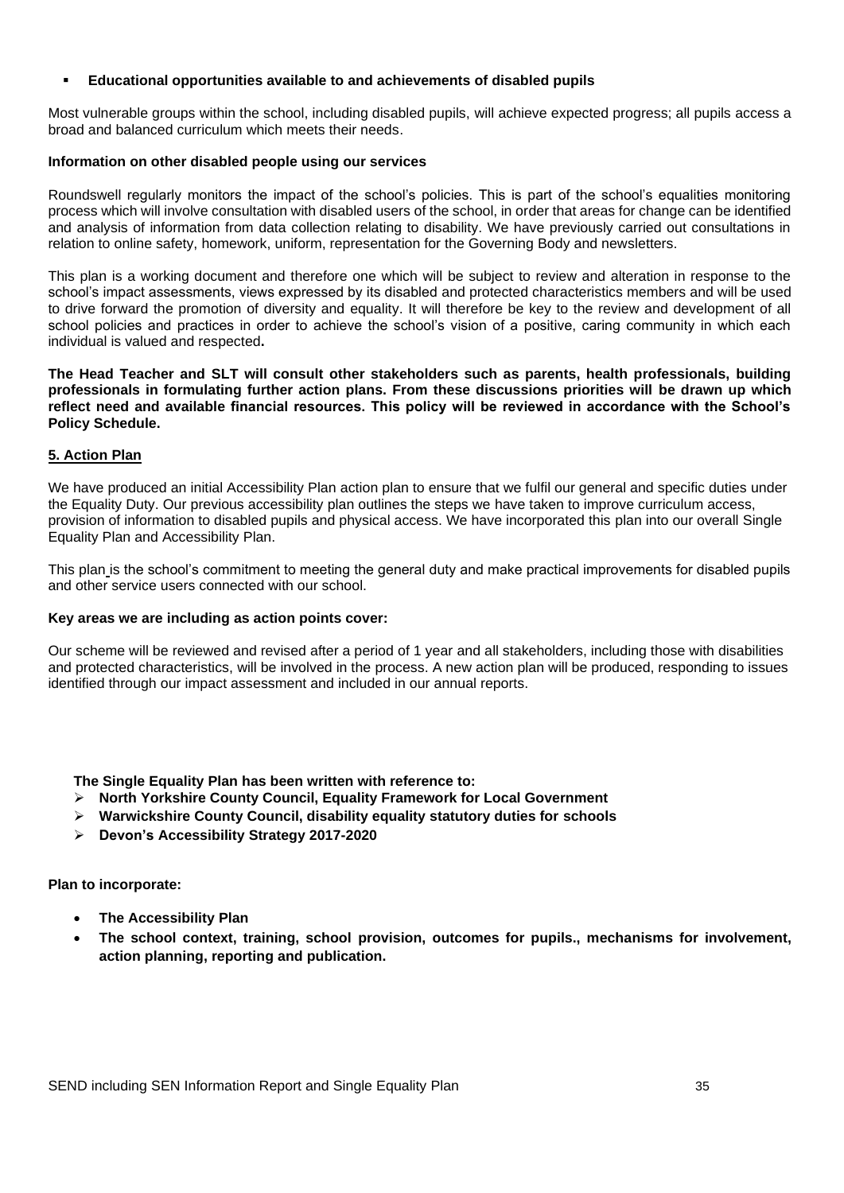- **Educational opportunities available to and achievements of disabled pupils**

Most vulnerable groups within the school, including disabled pupils, will achieve expected progress; all pupils access a broad and balanced curriculum which meets their needs.

**Information on other disabled people using our services**

Roundswell regularly monitors the impact of the school's policies. This is part of the school's equalities monitoring process which will involve consultation with disabled users of the school, in order that areas for change can be identified and analysis of information from data collection relating to disability. We have previously carried out consultations in relation to online safety, homework, uniform, representation for the Governing Body and newsletters.

This plan is a working document and therefore one which will be subject to review and alteration in response to the school's impact assessments, views expressed by its disabled and protected characteristics members and will be used to drive forward the promotion of diversity and equality. It will therefore be key to the review and development of all school policies and practices in order to achieve the school's vision of a positive, caring community in which each individual is valued and respected**.**

**The Head Teacher and SLT will consult other stakeholders such as parents, health professionals, building professionals in formulating further action plans. From these discussions priorities will be drawn up which reflect need and available financial resources. This policy will be reviewed in accordance with the School's Policy Schedule.**

## 5. Action Plan

We have produced an initial Accessibility Plan action plan to ensure that we fulfil our general and specific duties under the Equality Duty. Our previous accessibility plan outlines the steps we have taken to improve curriculum access, provision of information to disabled pupils and physical access. We have incorporated this plan into our overall Single Equality Plan and Accessibility Plan.

This plan is the school's commitment to meeting the general duty and make practical improvements for disabled pupils and other service users connected with our school.

**Key areas we are including as action points cover:**

Our scheme will be reviewed and revised after a period of 1 year and all stakeholders, including those with disabilities and protected characteristics, will be involved in the process. A new action plan will be produced, responding to issues identified through our impact assessment and included in our annual reports.

**The Single Equality Plan has been written with reference to:**

- **North Yorkshire County Council, Equality Framework for Local Government**
- **Warwickshire County Council, disability equality statutory duties for schools**
- **Devon's Accessibility Strategy 2017-2020**

**Plan to incorporate:**

- **The Accessibility Plan**
- **The school context, training, school provision, outcomes for pupils., mechanisms for involvement, action planning, reporting and publication.**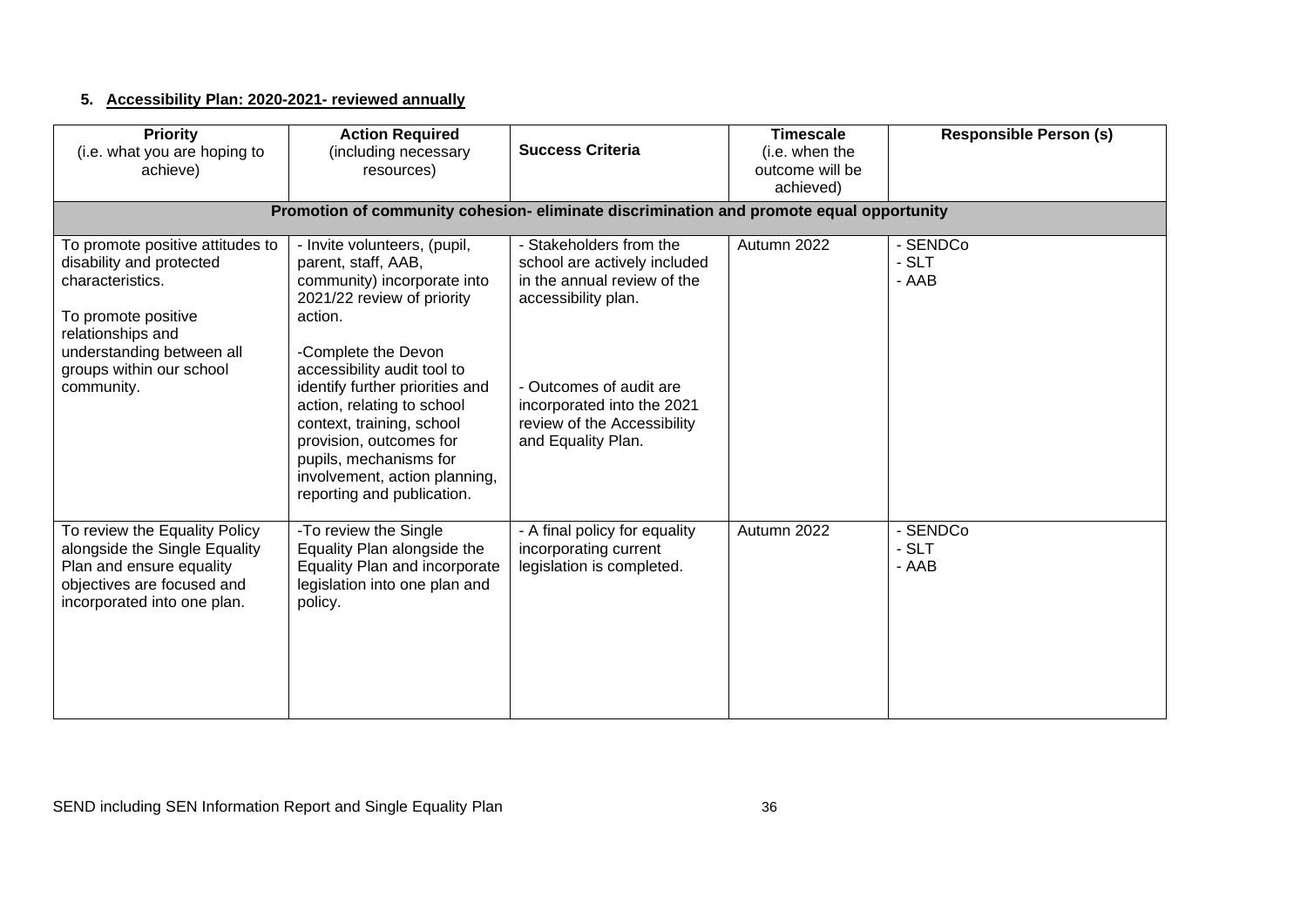## 5. Accessibility Plan: 2020-2021- reviewed annually

| Priority (i.e. what you are hoping to achieve) | Action Required (including necessary resources) | Success Criteria | Timescale (i.e. when the outcome will be achieved) | Responsible Person (s) |
|---|---|---|---|---|
| **Promotion of community cohesion- eliminate discrimination and promote equal opportunity** | | | | |
| To promote positive attitudes to disability and protected characteristics.<br><br>To promote positive relationships and understanding between all groups within our school community. | - Invite volunteers, (pupil, parent, staff, AAB, community) incorporate into 2021/22 review of priority action.<br><br>-Complete the Devon accessibility audit tool to identify further priorities and action, relating to school context, training, school provision, outcomes for pupils, mechanisms for involvement, action planning, reporting and publication. | - Stakeholders from the school are actively included in the annual review of the accessibility plan.<br><br>- Outcomes of audit are incorporated into the 2021 review of the Accessibility and Equality Plan. | Autumn 2022 | - SENDCo<br>- SLT<br>- AAB |
| To review the Equality Policy alongside the Single Equality Plan and ensure equality objectives are focused and incorporated into one plan. | -To review the Single Equality Plan alongside the Equality Plan and incorporate legislation into one plan and policy. | - A final policy for equality incorporating current legislation is completed. | Autumn 2022 | - SENDCo<br>- SLT<br>- AAB |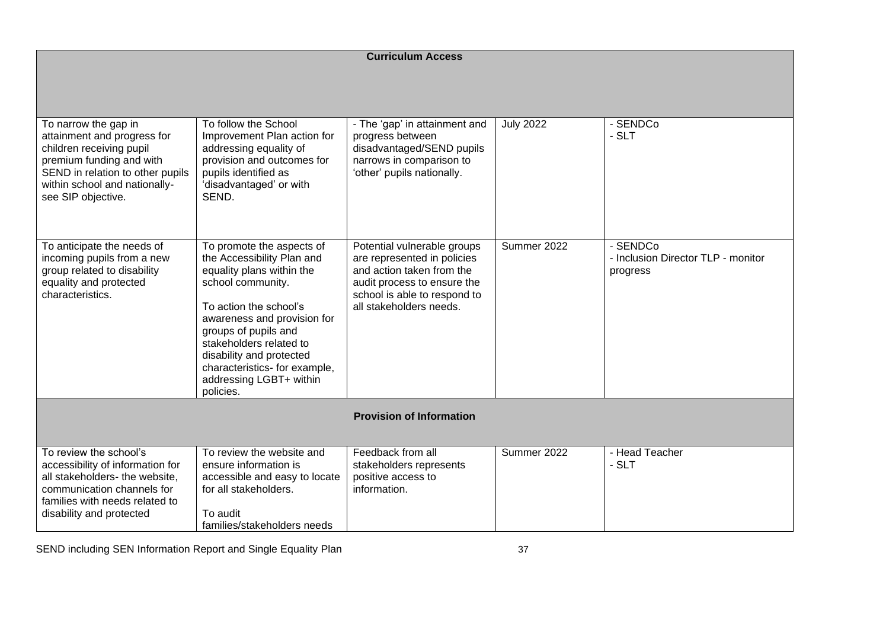| Curriculum Access | | | | |
|---|---|---|---|---|
| To narrow the gap in attainment and progress for children receiving pupil premium funding and with SEND in relation to other pupils within school and nationally- see SIP objective. | To follow the School Improvement Plan action for addressing equality of provision and outcomes for pupils identified as 'disadvantaged' or with SEND. | - The 'gap' in attainment and progress between disadvantaged/SEND pupils narrows in comparison to 'other' pupils nationally. | July 2022 | - SENDCo<br>- SLT |
| To anticipate the needs of incoming pupils from a new group related to disability equality and protected characteristics. | To promote the aspects of the Accessibility Plan and equality plans within the school community.<br><br>To action the school's awareness and provision for groups of pupils and stakeholders related to disability and protected characteristics- for example, addressing LGBT+ within policies. | Potential vulnerable groups are represented in policies and action taken from the audit process to ensure the school is able to respond to all stakeholders needs. | Summer 2022 | - SENDCo<br>- Inclusion Director TLP - monitor progress |
| **Provision of Information** | | | | |
| To review the school's accessibility of information for all stakeholders- the website, communication channels for families with needs related to disability and protected | To review the website and ensure information is accessible and easy to locate for all stakeholders.<br><br>To audit families/stakeholders needs | Feedback from all stakeholders represents positive access to information. | Summer 2022 | - Head Teacher<br>- SLT |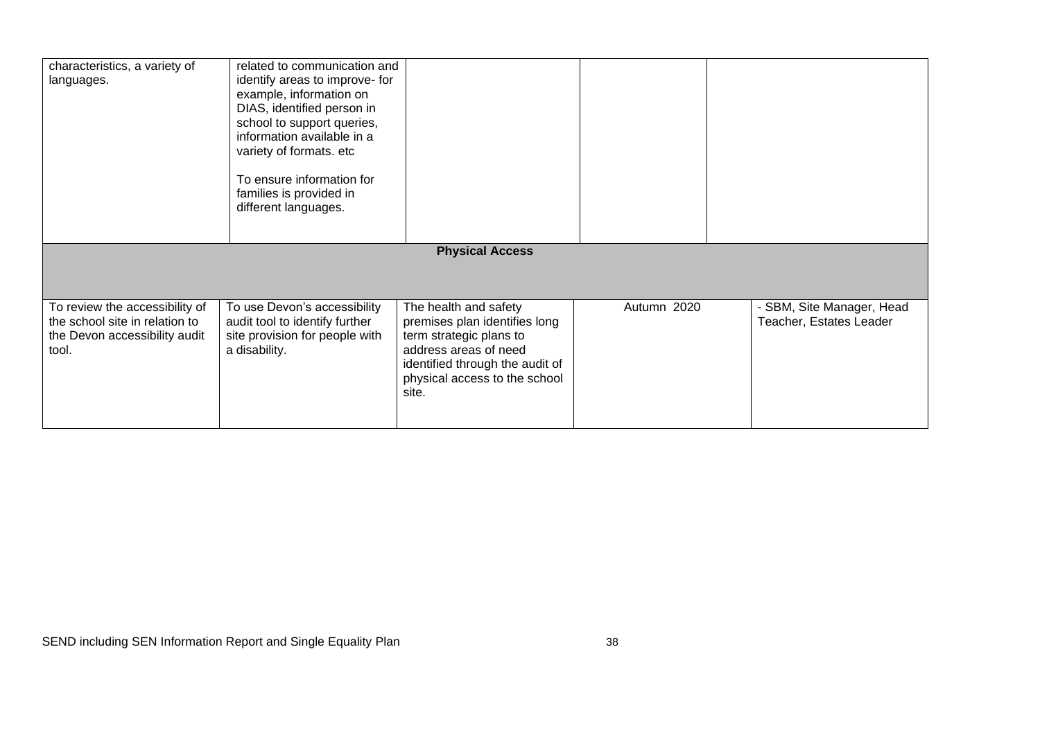| | | | | |
|---|---|---|---|---|
| characteristics, a variety of languages. | related to communication and identify areas to improve- for example, information on DIAS, identified person in school to support queries, information available in a variety of formats. etc<br><br>To ensure information for families is provided in different languages. | | | |
| **Physical Access** | | | | |
| To review the accessibility of the school site in relation to the Devon accessibility audit tool. | To use Devon's accessibility audit tool to identify further site provision for people with a disability. | The health and safety premises plan identifies long term strategic plans to address areas of need identified through the audit of physical access to the school site. | Autumn 2020 | - SBM, Site Manager, Head Teacher, Estates Leader |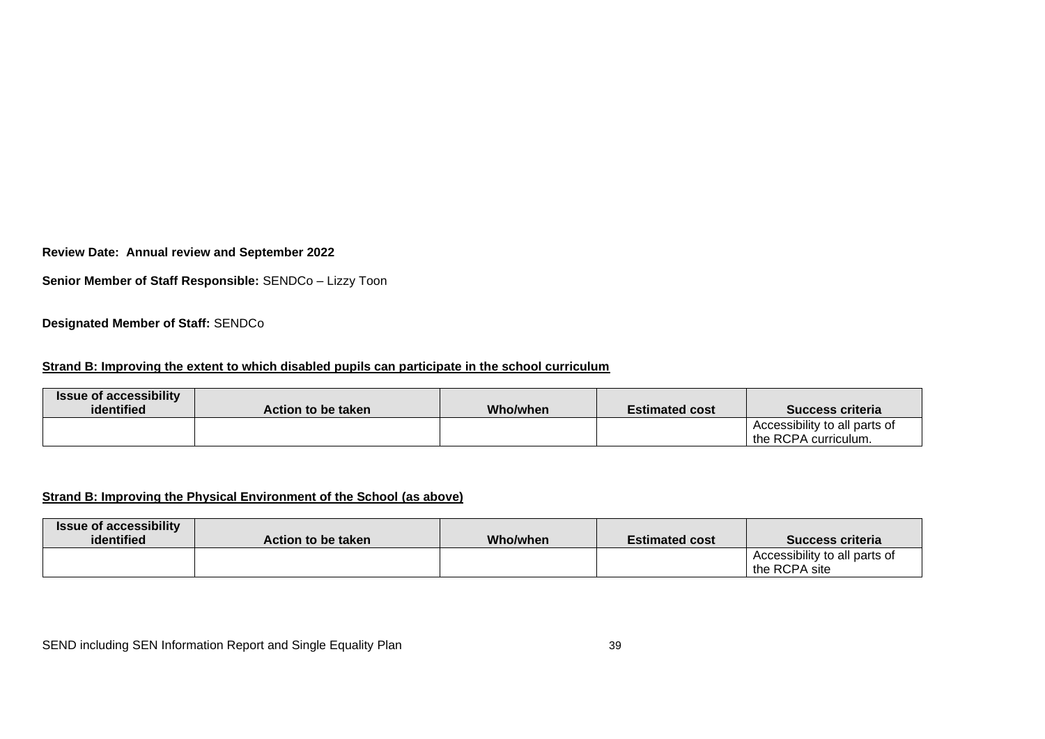**Review Date: Annual review and September 2022**

**Senior Member of Staff Responsible:** SENDCo – Lizzy Toon

**Designated Member of Staff:** SENDCo

**Strand B: Improving the extent to which disabled pupils can participate in the school curriculum**

| Issue of accessibility identified | Action to be taken | Who/when | Estimated cost | Success criteria |
|---|---|---|---|---|
| | | | | Accessibility to all parts of the RCPA curriculum. |

**Strand B: Improving the Physical Environment of the School (as above)**

| Issue of accessibility identified | Action to be taken | Who/when | Estimated cost | Success criteria |
|---|---|---|---|---|
| | | | | Accessibility to all parts of the RCPA site |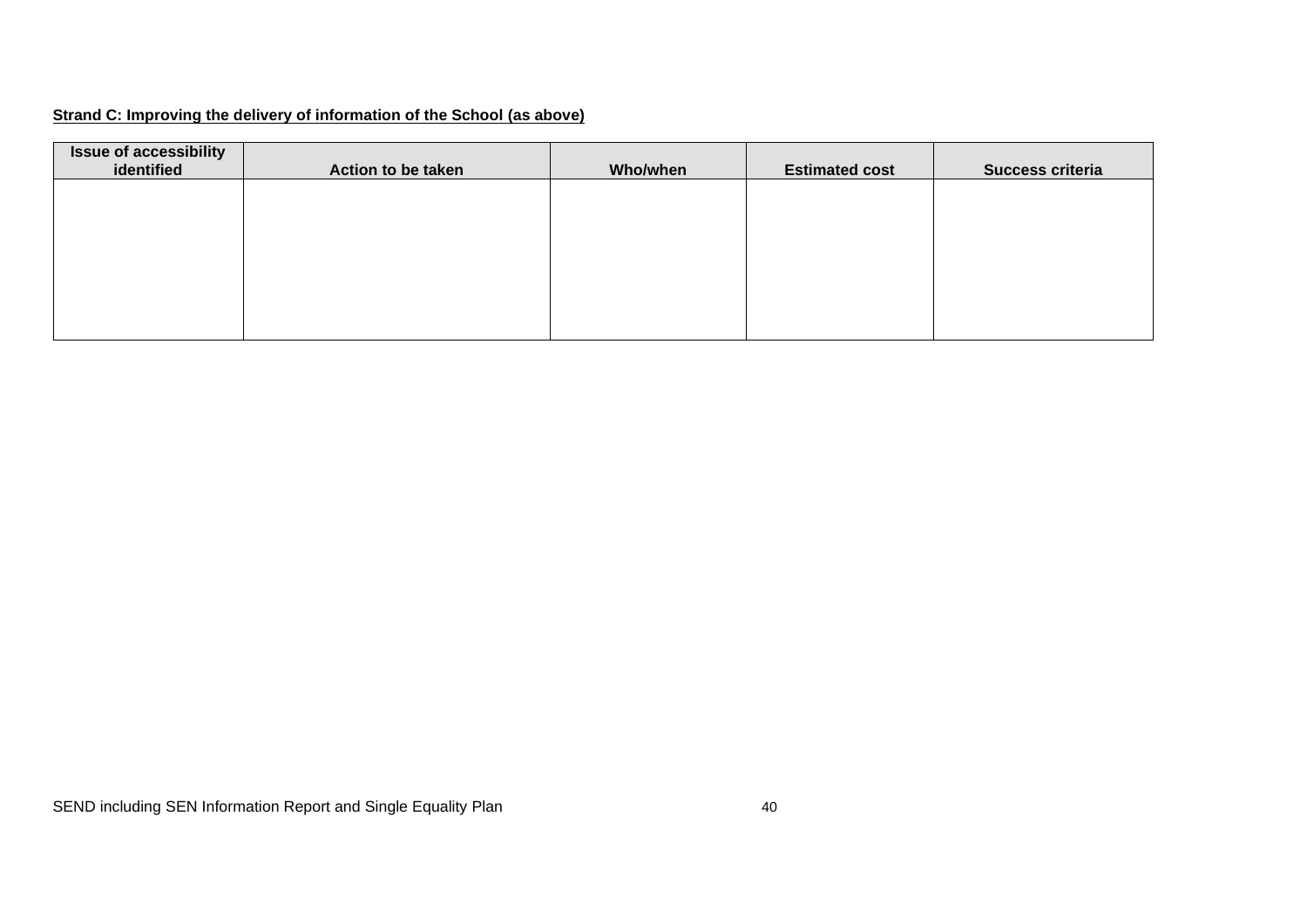**Strand C: Improving the delivery of information of the School (as above)**

| Issue of accessibility identified | Action to be taken | Who/when | Estimated cost | Success criteria |
|---|---|---|---|---|
| | | | | |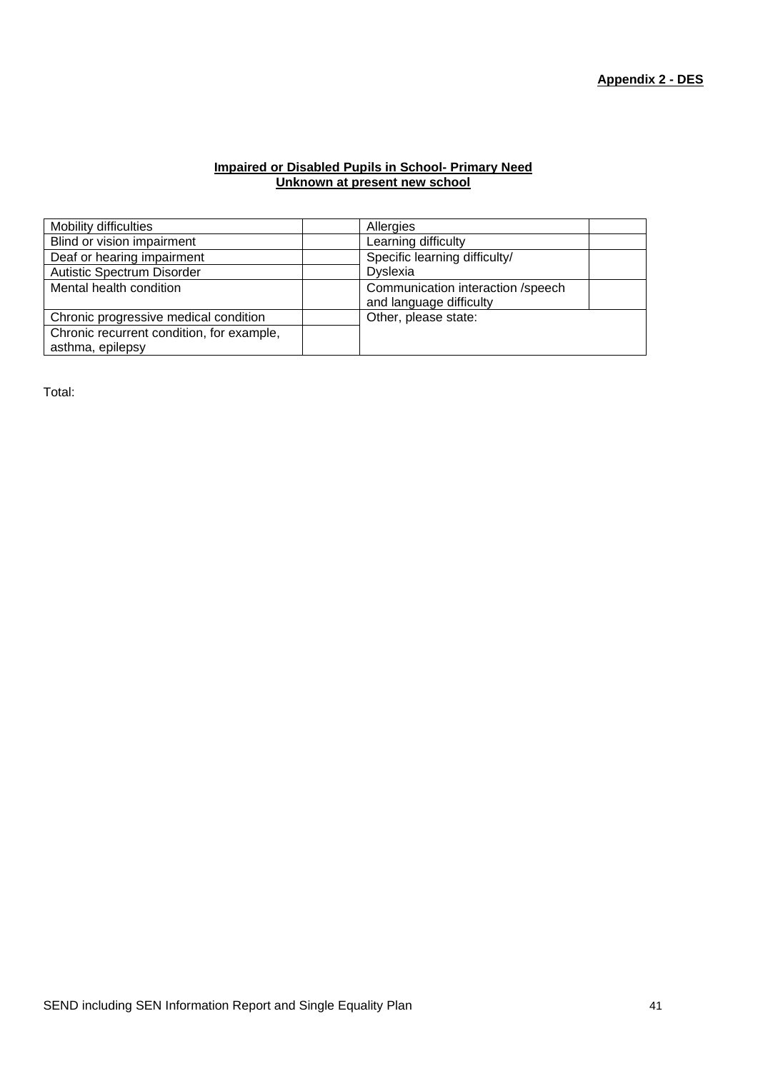**Appendix 2 - DES**

**Impaired or Disabled Pupils in School- Primary Need**
**Unknown at present new school**

| | | | |
|---|---|---|---|
| Mobility difficulties | | Allergies | |
| Blind or vision impairment | | Learning difficulty | |
| Deaf or hearing impairment | | Specific learning difficulty/ Dyslexia | |
| Autistic Spectrum Disorder | | | |
| Mental health condition | | Communication interaction /speech and language difficulty | |
| Chronic progressive medical condition | | Other, please state: | |
| Chronic recurrent condition, for example, asthma, epilepsy | | | |

Total: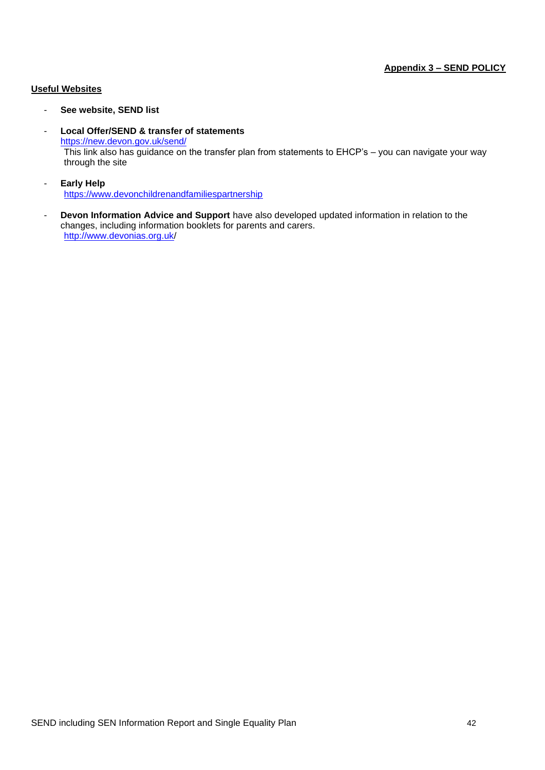**Appendix 3 – SEND POLICY**

## Useful Websites

- **See website, SEND list**

- **Local Offer/SEND & transfer of statements**
  https://new.devon.gov.uk/send/
  This link also has guidance on the transfer plan from statements to EHCP's – you can navigate your way through the site

- **Early Help**
  https://www.devonchildrenandfamiliespartnership

- **Devon Information Advice and Support** have also developed updated information in relation to the changes, including information booklets for parents and carers.
  http://www.devonias.org.uk/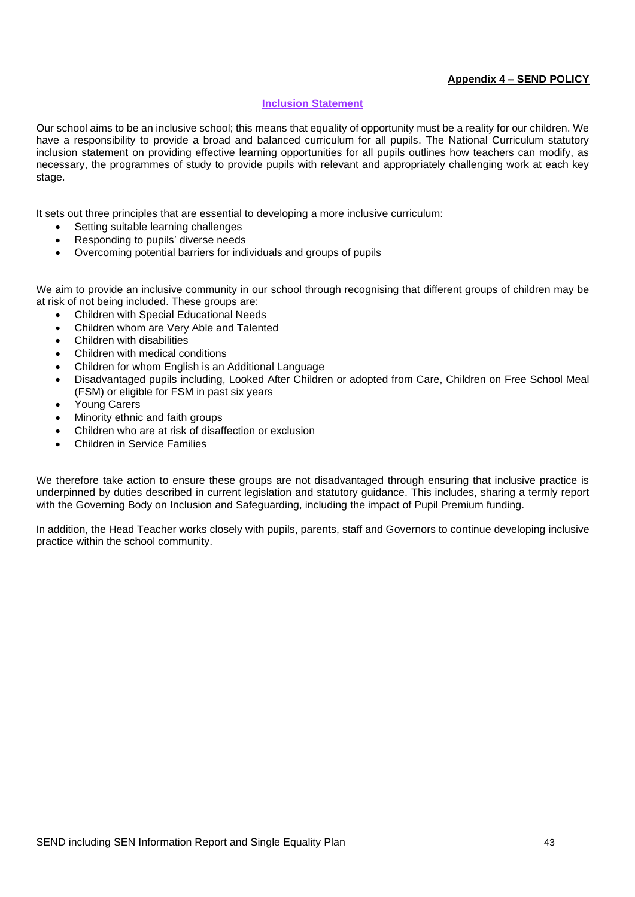**Appendix 4 – SEND POLICY**

## Inclusion Statement

Our school aims to be an inclusive school; this means that equality of opportunity must be a reality for our children. We have a responsibility to provide a broad and balanced curriculum for all pupils. The National Curriculum statutory inclusion statement on providing effective learning opportunities for all pupils outlines how teachers can modify, as necessary, the programmes of study to provide pupils with relevant and appropriately challenging work at each key stage.

It sets out three principles that are essential to developing a more inclusive curriculum:

- Setting suitable learning challenges
- Responding to pupils' diverse needs
- Overcoming potential barriers for individuals and groups of pupils

We aim to provide an inclusive community in our school through recognising that different groups of children may be at risk of not being included. These groups are:

- Children with Special Educational Needs
- Children whom are Very Able and Talented
- Children with disabilities
- Children with medical conditions
- Children for whom English is an Additional Language
- Disadvantaged pupils including, Looked After Children or adopted from Care, Children on Free School Meal (FSM) or eligible for FSM in past six years
- Young Carers
- Minority ethnic and faith groups
- Children who are at risk of disaffection or exclusion
- Children in Service Families

We therefore take action to ensure these groups are not disadvantaged through ensuring that inclusive practice is underpinned by duties described in current legislation and statutory guidance. This includes, sharing a termly report with the Governing Body on Inclusion and Safeguarding, including the impact of Pupil Premium funding.

In addition, the Head Teacher works closely with pupils, parents, staff and Governors to continue developing inclusive practice within the school community.